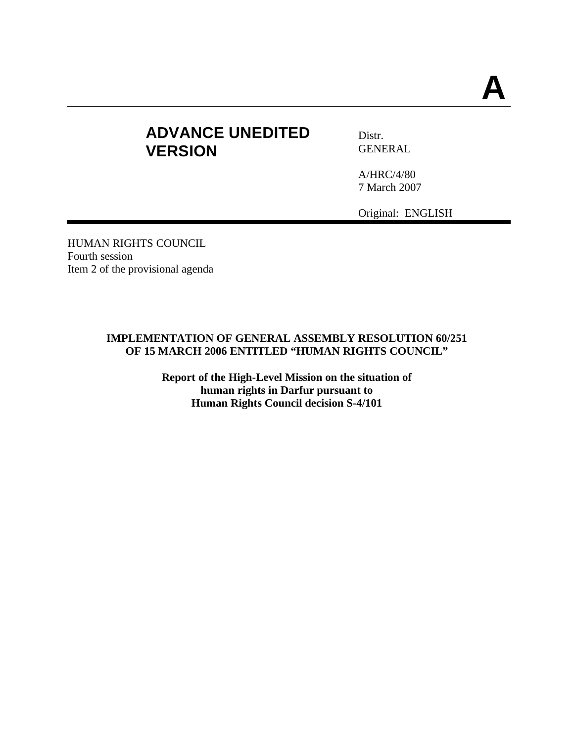# A

**ADVANCE UNEDITED VERSION**

Distr.
GENERAL

A/HRC/4/80
7 March 2007

Original: ENGLISH

HUMAN RIGHTS COUNCIL
Fourth session
Item 2 of the provisional agenda

**IMPLEMENTATION OF GENERAL ASSEMBLY RESOLUTION 60/251 OF 15 MARCH 2006 ENTITLED "HUMAN RIGHTS COUNCIL"**

**Report of the High-Level Mission on the situation of human rights in Darfur pursuant to Human Rights Council decision S-4/101**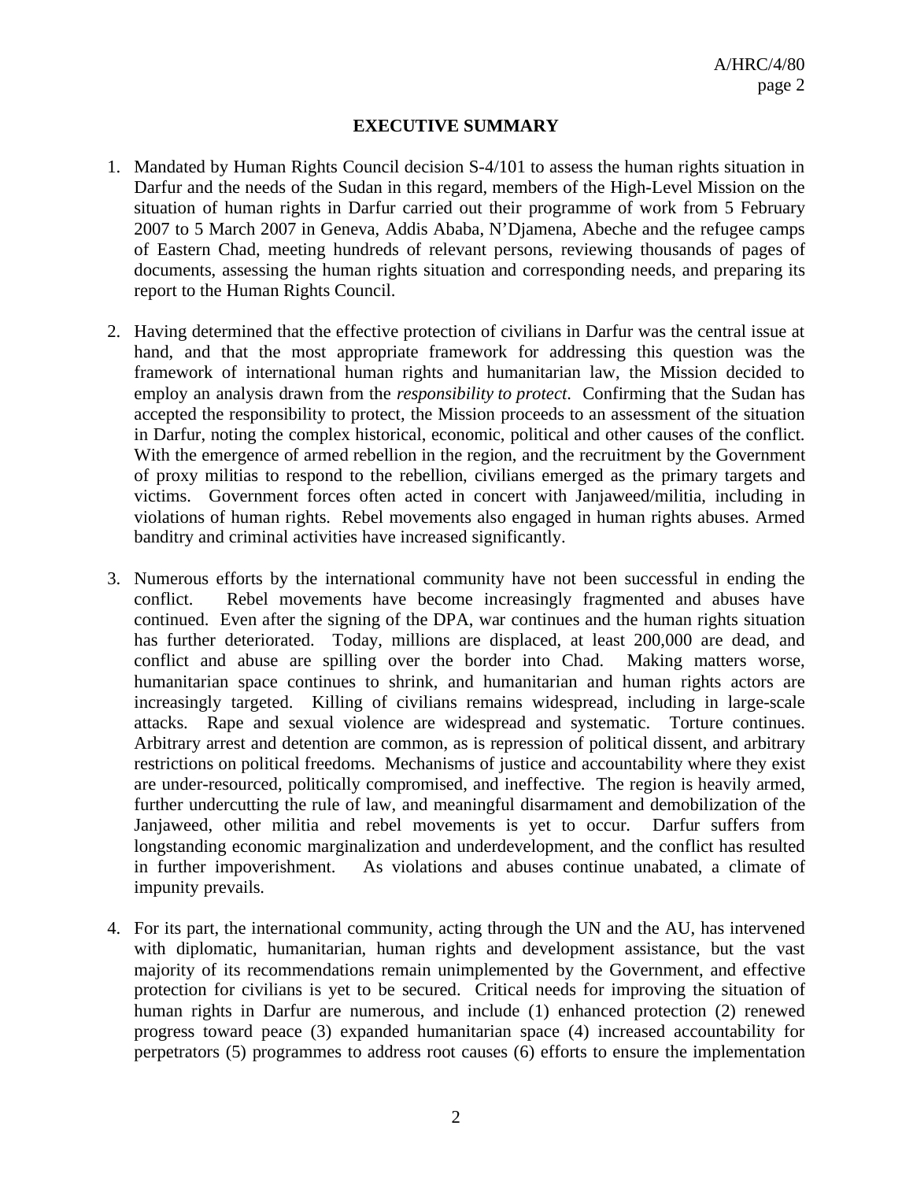## EXECUTIVE SUMMARY

1. Mandated by Human Rights Council decision S-4/101 to assess the human rights situation in Darfur and the needs of the Sudan in this regard, members of the High-Level Mission on the situation of human rights in Darfur carried out their programme of work from 5 February 2007 to 5 March 2007 in Geneva, Addis Ababa, N'Djamena, Abeche and the refugee camps of Eastern Chad, meeting hundreds of relevant persons, reviewing thousands of pages of documents, assessing the human rights situation and corresponding needs, and preparing its report to the Human Rights Council.

2. Having determined that the effective protection of civilians in Darfur was the central issue at hand, and that the most appropriate framework for addressing this question was the framework of international human rights and humanitarian law, the Mission decided to employ an analysis drawn from the *responsibility to protect*. Confirming that the Sudan has accepted the responsibility to protect, the Mission proceeds to an assessment of the situation in Darfur, noting the complex historical, economic, political and other causes of the conflict. With the emergence of armed rebellion in the region, and the recruitment by the Government of proxy militias to respond to the rebellion, civilians emerged as the primary targets and victims. Government forces often acted in concert with Janjaweed/militia, including in violations of human rights. Rebel movements also engaged in human rights abuses. Armed banditry and criminal activities have increased significantly.

3. Numerous efforts by the international community have not been successful in ending the conflict. Rebel movements have become increasingly fragmented and abuses have continued. Even after the signing of the DPA, war continues and the human rights situation has further deteriorated. Today, millions are displaced, at least 200,000 are dead, and conflict and abuse are spilling over the border into Chad. Making matters worse, humanitarian space continues to shrink, and humanitarian and human rights actors are increasingly targeted. Killing of civilians remains widespread, including in large-scale attacks. Rape and sexual violence are widespread and systematic. Torture continues. Arbitrary arrest and detention are common, as is repression of political dissent, and arbitrary restrictions on political freedoms. Mechanisms of justice and accountability where they exist are under-resourced, politically compromised, and ineffective. The region is heavily armed, further undercutting the rule of law, and meaningful disarmament and demobilization of the Janjaweed, other militia and rebel movements is yet to occur. Darfur suffers from longstanding economic marginalization and underdevelopment, and the conflict has resulted in further impoverishment. As violations and abuses continue unabated, a climate of impunity prevails.

4. For its part, the international community, acting through the UN and the AU, has intervened with diplomatic, humanitarian, human rights and development assistance, but the vast majority of its recommendations remain unimplemented by the Government, and effective protection for civilians is yet to be secured. Critical needs for improving the situation of human rights in Darfur are numerous, and include (1) enhanced protection (2) renewed progress toward peace (3) expanded humanitarian space (4) increased accountability for perpetrators (5) programmes to address root causes (6) efforts to ensure the implementation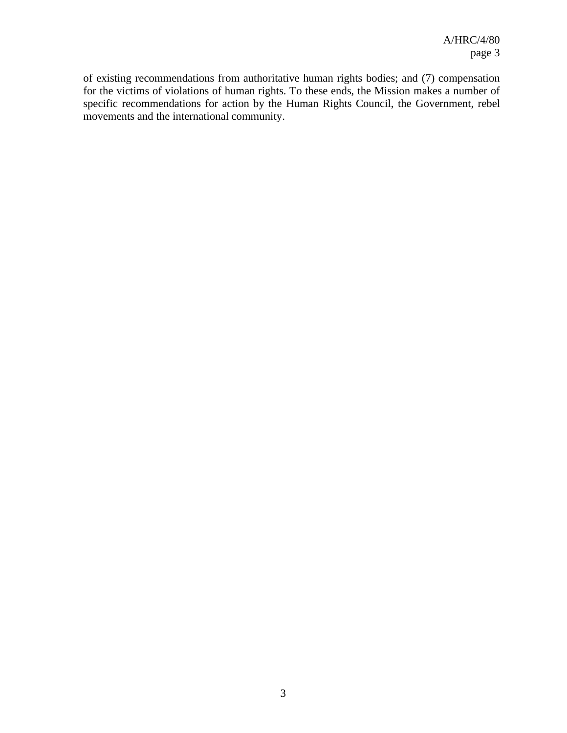of existing recommendations from authoritative human rights bodies; and (7) compensation for the victims of violations of human rights. To these ends, the Mission makes a number of specific recommendations for action by the Human Rights Council, the Government, rebel movements and the international community.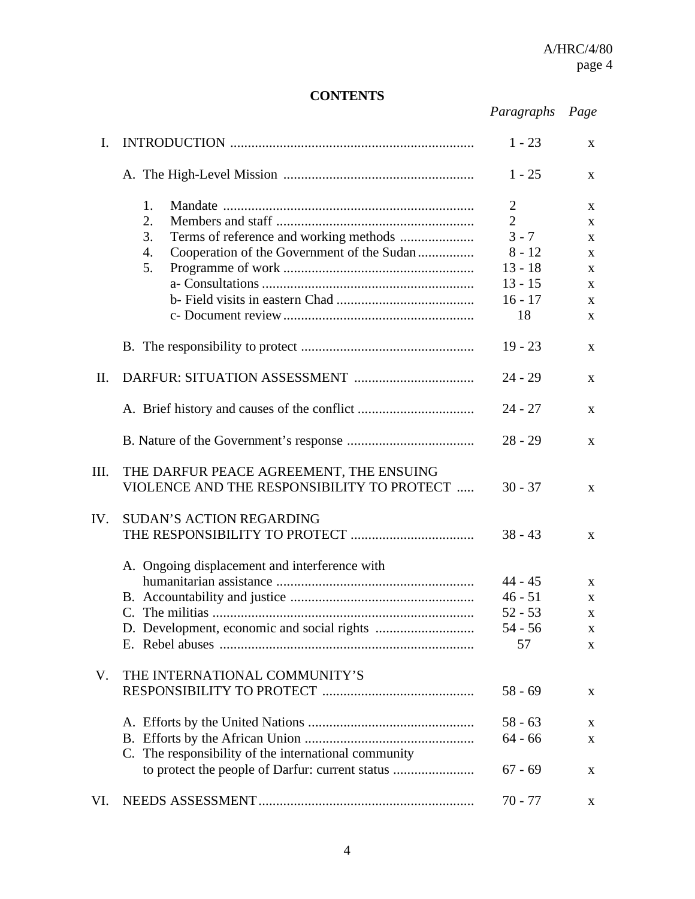## CONTENTS

| | | *Paragraphs* | *Page* |
|---|---|---|---|
| I. | INTRODUCTION | 1 - 23 | x |
| | A. The High-Level Mission | 1 - 25 | x |
| | 1. Mandate | 2 | x |
| | 2. Members and staff | 2 | x |
| | 3. Terms of reference and working methods | 3 - 7 | x |
| | 4. Cooperation of the Government of the Sudan | 8 - 12 | x |
| | 5. Programme of work | 13 - 18 | x |
| | a- Consultations | 13 - 15 | x |
| | b- Field visits in eastern Chad | 16 - 17 | x |
| | c- Document review | 18 | x |
| | B. The responsibility to protect | 19 - 23 | x |
| II. | DARFUR: SITUATION ASSESSMENT | 24 - 29 | x |
| | A. Brief history and causes of the conflict | 24 - 27 | x |
| | B. Nature of the Government's response | 28 - 29 | x |
| III. | THE DARFUR PEACE AGREEMENT, THE ENSUING VIOLENCE AND THE RESPONSIBILITY TO PROTECT | 30 - 37 | x |
| IV. | SUDAN'S ACTION REGARDING THE RESPONSIBILITY TO PROTECT | 38 - 43 | x |
| | A. Ongoing displacement and interference with humanitarian assistance | 44 - 45 | x |
| | B. Accountability and justice | 46 - 51 | x |
| | C. The militias | 52 - 53 | x |
| | D. Development, economic and social rights | 54 - 56 | x |
| | E. Rebel abuses | 57 | x |
| V. | THE INTERNATIONAL COMMUNITY'S RESPONSIBILITY TO PROTECT | 58 - 69 | x |
| | A. Efforts by the United Nations | 58 - 63 | x |
| | B. Efforts by the African Union | 64 - 66 | x |
| | C. The responsibility of the international community to protect the people of Darfur: current status | 67 - 69 | x |
| VI. | NEEDS ASSESSMENT | 70 - 77 | x |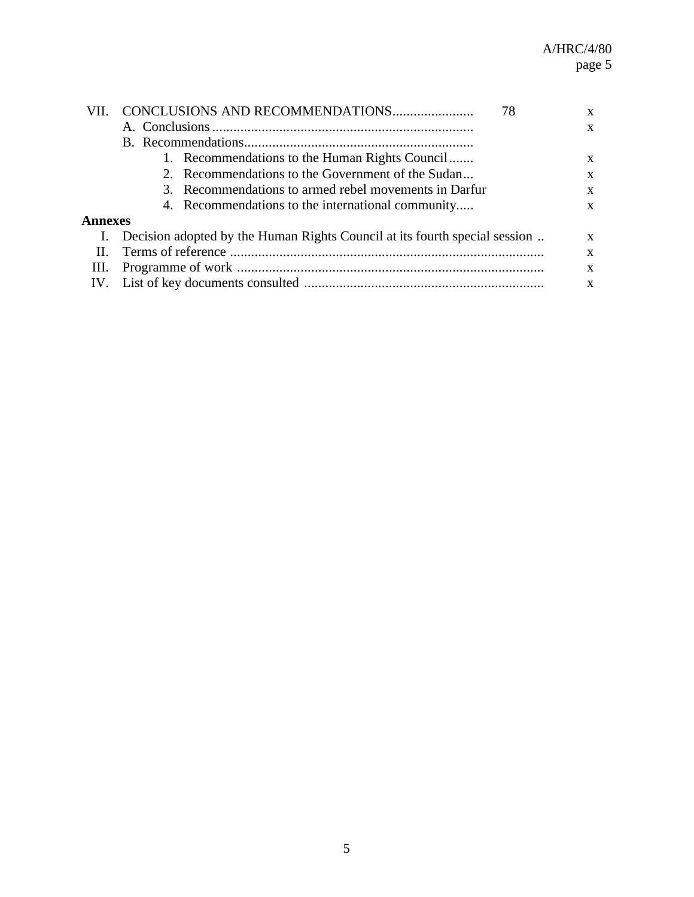| | | Paragraphs | Page |
|---|---|---|---|
| VII. | CONCLUSIONS AND RECOMMENDATIONS....................... | 78 | x |
| | A. Conclusions.......................................................................... | | x |
| | B. Recommendations................................................................. | | |
| | 1. Recommendations to the Human Rights Council....... | | x |
| | 2. Recommendations to the Government of the Sudan... | | x |
| | 3. Recommendations to armed rebel movements in Darfur | | x |
| | 4. Recommendations to the international community..... | | x |

**Annexes**

| | | |
|---|---|---|
| I. | Decision adopted by the Human Rights Council at its fourth special session .. | x |
| II. | Terms of reference ........................................................................................ | x |
| III. | Programme of work ...................................................................................... | x |
| IV. | List of key documents consulted ................................................................... | x |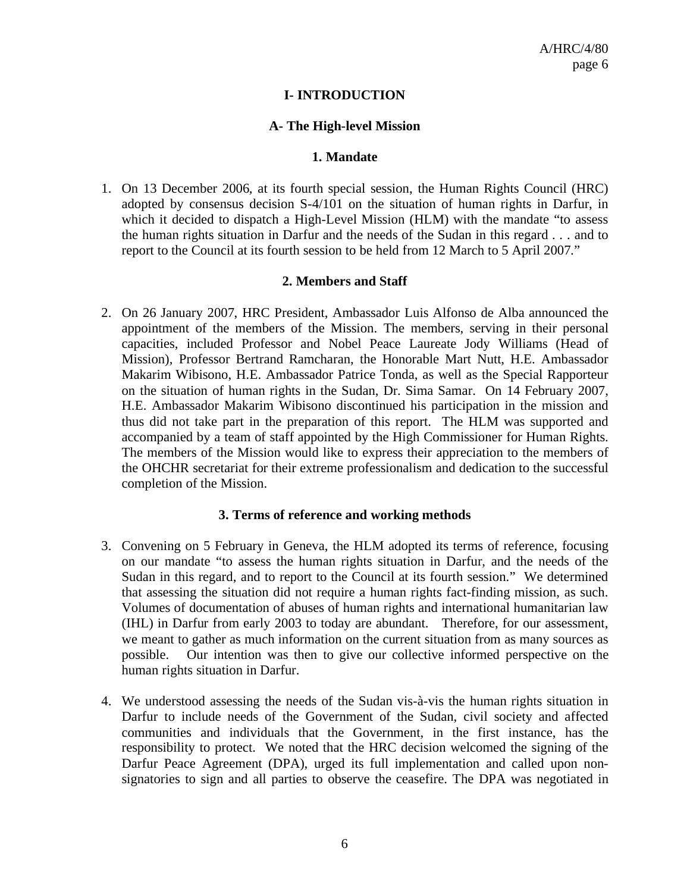# I- INTRODUCTION

## A- The High-level Mission

### 1. Mandate

1. On 13 December 2006, at its fourth special session, the Human Rights Council (HRC) adopted by consensus decision S-4/101 on the situation of human rights in Darfur, in which it decided to dispatch a High-Level Mission (HLM) with the mandate "to assess the human rights situation in Darfur and the needs of the Sudan in this regard . . . and to report to the Council at its fourth session to be held from 12 March to 5 April 2007."

### 2. Members and Staff

2. On 26 January 2007, HRC President, Ambassador Luis Alfonso de Alba announced the appointment of the members of the Mission. The members, serving in their personal capacities, included Professor and Nobel Peace Laureate Jody Williams (Head of Mission), Professor Bertrand Ramcharan, the Honorable Mart Nutt, H.E. Ambassador Makarim Wibisono, H.E. Ambassador Patrice Tonda, as well as the Special Rapporteur on the situation of human rights in the Sudan, Dr. Sima Samar. On 14 February 2007, H.E. Ambassador Makarim Wibisono discontinued his participation in the mission and thus did not take part in the preparation of this report. The HLM was supported and accompanied by a team of staff appointed by the High Commissioner for Human Rights. The members of the Mission would like to express their appreciation to the members of the OHCHR secretariat for their extreme professionalism and dedication to the successful completion of the Mission.

### 3. Terms of reference and working methods

3. Convening on 5 February in Geneva, the HLM adopted its terms of reference, focusing on our mandate "to assess the human rights situation in Darfur, and the needs of the Sudan in this regard, and to report to the Council at its fourth session." We determined that assessing the situation did not require a human rights fact-finding mission, as such. Volumes of documentation of abuses of human rights and international humanitarian law (IHL) in Darfur from early 2003 to today are abundant. Therefore, for our assessment, we meant to gather as much information on the current situation from as many sources as possible. Our intention was then to give our collective informed perspective on the human rights situation in Darfur.

4. We understood assessing the needs of the Sudan vis-à-vis the human rights situation in Darfur to include needs of the Government of the Sudan, civil society and affected communities and individuals that the Government, in the first instance, has the responsibility to protect. We noted that the HRC decision welcomed the signing of the Darfur Peace Agreement (DPA), urged its full implementation and called upon non-signatories to sign and all parties to observe the ceasefire. The DPA was negotiated in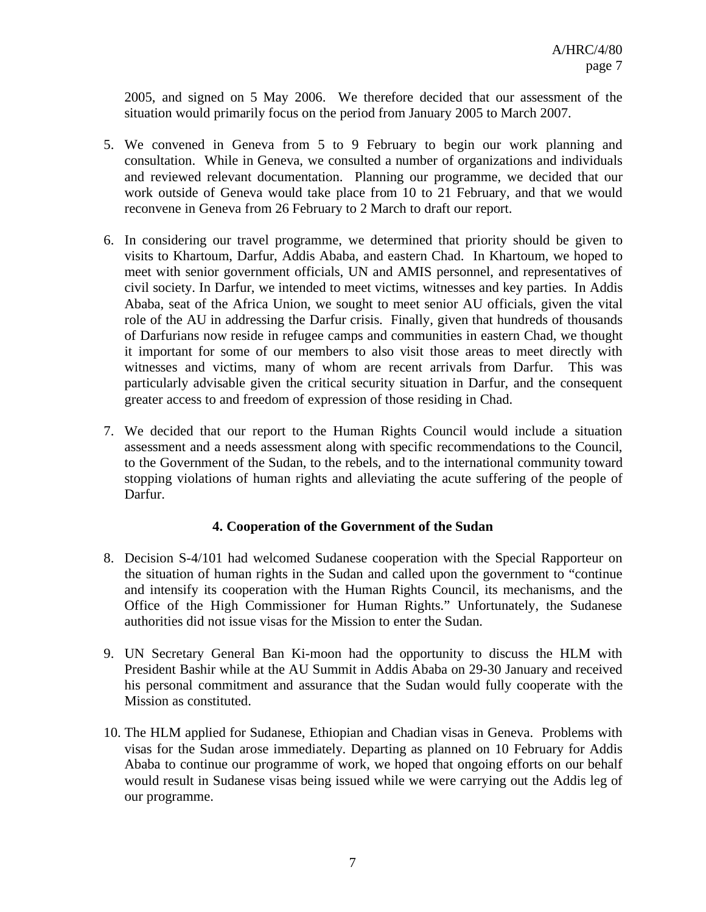2005, and signed on 5 May 2006. We therefore decided that our assessment of the situation would primarily focus on the period from January 2005 to March 2007.

5. We convened in Geneva from 5 to 9 February to begin our work planning and consultation. While in Geneva, we consulted a number of organizations and individuals and reviewed relevant documentation. Planning our programme, we decided that our work outside of Geneva would take place from 10 to 21 February, and that we would reconvene in Geneva from 26 February to 2 March to draft our report.

6. In considering our travel programme, we determined that priority should be given to visits to Khartoum, Darfur, Addis Ababa, and eastern Chad. In Khartoum, we hoped to meet with senior government officials, UN and AMIS personnel, and representatives of civil society. In Darfur, we intended to meet victims, witnesses and key parties. In Addis Ababa, seat of the Africa Union, we sought to meet senior AU officials, given the vital role of the AU in addressing the Darfur crisis. Finally, given that hundreds of thousands of Darfurians now reside in refugee camps and communities in eastern Chad, we thought it important for some of our members to also visit those areas to meet directly with witnesses and victims, many of whom are recent arrivals from Darfur. This was particularly advisable given the critical security situation in Darfur, and the consequent greater access to and freedom of expression of those residing in Chad.

7. We decided that our report to the Human Rights Council would include a situation assessment and a needs assessment along with specific recommendations to the Council, to the Government of the Sudan, to the rebels, and to the international community toward stopping violations of human rights and alleviating the acute suffering of the people of Darfur.

### 4. Cooperation of the Government of the Sudan

8. Decision S-4/101 had welcomed Sudanese cooperation with the Special Rapporteur on the situation of human rights in the Sudan and called upon the government to "continue and intensify its cooperation with the Human Rights Council, its mechanisms, and the Office of the High Commissioner for Human Rights." Unfortunately, the Sudanese authorities did not issue visas for the Mission to enter the Sudan.

9. UN Secretary General Ban Ki-moon had the opportunity to discuss the HLM with President Bashir while at the AU Summit in Addis Ababa on 29-30 January and received his personal commitment and assurance that the Sudan would fully cooperate with the Mission as constituted.

10. The HLM applied for Sudanese, Ethiopian and Chadian visas in Geneva. Problems with visas for the Sudan arose immediately. Departing as planned on 10 February for Addis Ababa to continue our programme of work, we hoped that ongoing efforts on our behalf would result in Sudanese visas being issued while we were carrying out the Addis leg of our programme.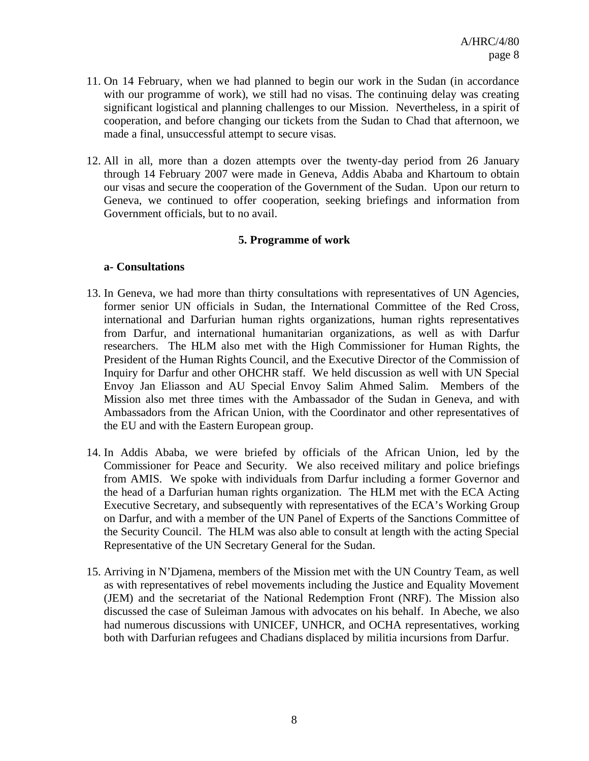11. On 14 February, when we had planned to begin our work in the Sudan (in accordance with our programme of work), we still had no visas. The continuing delay was creating significant logistical and planning challenges to our Mission. Nevertheless, in a spirit of cooperation, and before changing our tickets from the Sudan to Chad that afternoon, we made a final, unsuccessful attempt to secure visas.

12. All in all, more than a dozen attempts over the twenty-day period from 26 January through 14 February 2007 were made in Geneva, Addis Ababa and Khartoum to obtain our visas and secure the cooperation of the Government of the Sudan. Upon our return to Geneva, we continued to offer cooperation, seeking briefings and information from Government officials, but to no avail.

## 5. Programme of work

### a- Consultations

13. In Geneva, we had more than thirty consultations with representatives of UN Agencies, former senior UN officials in Sudan, the International Committee of the Red Cross, international and Darfurian human rights organizations, human rights representatives from Darfur, and international humanitarian organizations, as well as with Darfur researchers. The HLM also met with the High Commissioner for Human Rights, the President of the Human Rights Council, and the Executive Director of the Commission of Inquiry for Darfur and other OHCHR staff. We held discussion as well with UN Special Envoy Jan Eliasson and AU Special Envoy Salim Ahmed Salim. Members of the Mission also met three times with the Ambassador of the Sudan in Geneva, and with Ambassadors from the African Union, with the Coordinator and other representatives of the EU and with the Eastern European group.

14. In Addis Ababa, we were briefed by officials of the African Union, led by the Commissioner for Peace and Security. We also received military and police briefings from AMIS. We spoke with individuals from Darfur including a former Governor and the head of a Darfurian human rights organization. The HLM met with the ECA Acting Executive Secretary, and subsequently with representatives of the ECA's Working Group on Darfur, and with a member of the UN Panel of Experts of the Sanctions Committee of the Security Council. The HLM was also able to consult at length with the acting Special Representative of the UN Secretary General for the Sudan.

15. Arriving in N'Djamena, members of the Mission met with the UN Country Team, as well as with representatives of rebel movements including the Justice and Equality Movement (JEM) and the secretariat of the National Redemption Front (NRF). The Mission also discussed the case of Suleiman Jamous with advocates on his behalf. In Abeche, we also had numerous discussions with UNICEF, UNHCR, and OCHA representatives, working both with Darfurian refugees and Chadians displaced by militia incursions from Darfur.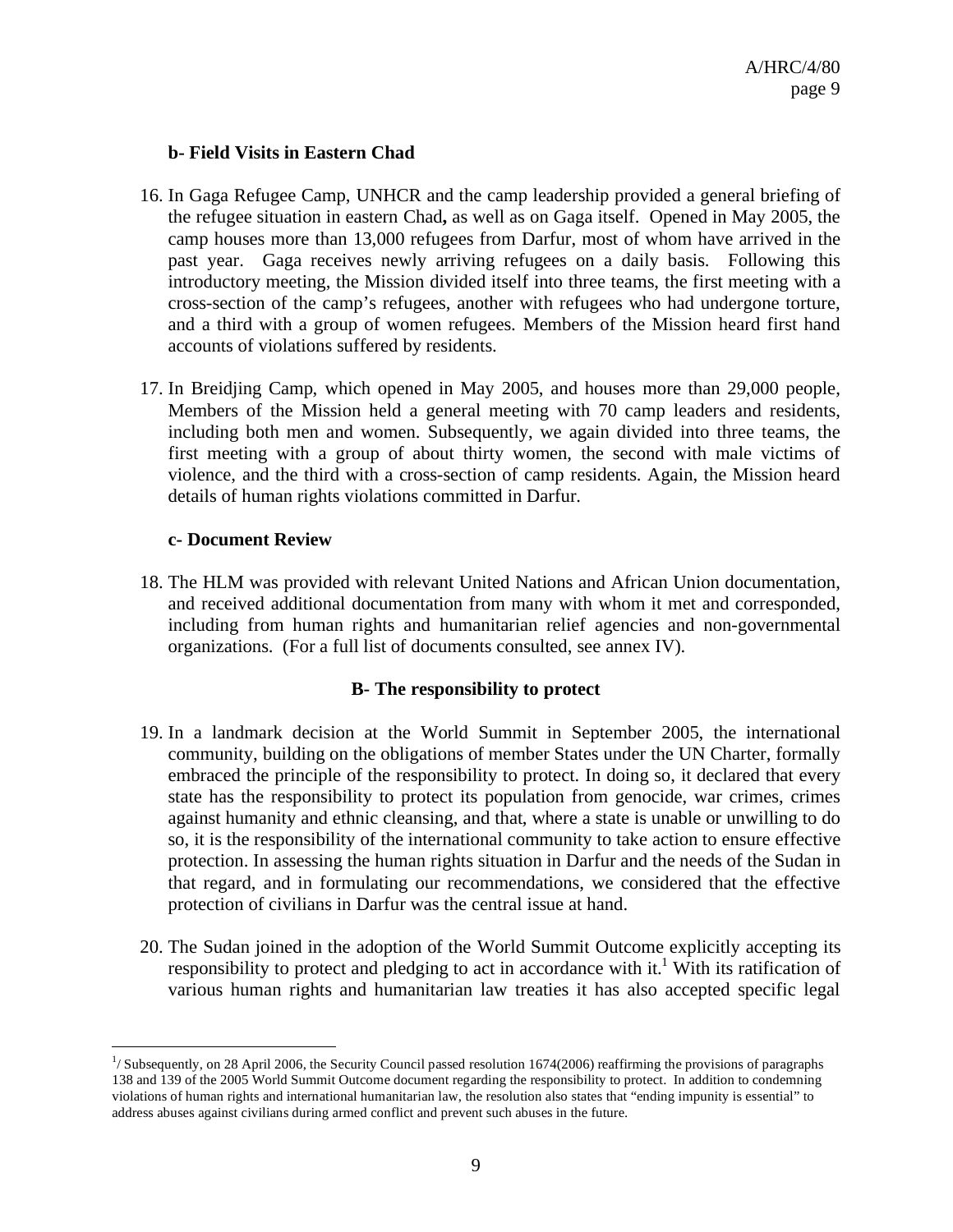**b- Field Visits in Eastern Chad**

16. In Gaga Refugee Camp, UNHCR and the camp leadership provided a general briefing of the refugee situation in eastern Chad**,** as well as on Gaga itself. Opened in May 2005, the camp houses more than 13,000 refugees from Darfur, most of whom have arrived in the past year. Gaga receives newly arriving refugees on a daily basis. Following this introductory meeting, the Mission divided itself into three teams, the first meeting with a cross-section of the camp's refugees, another with refugees who had undergone torture, and a third with a group of women refugees. Members of the Mission heard first hand accounts of violations suffered by residents.

17. In Breidjing Camp, which opened in May 2005, and houses more than 29,000 people, Members of the Mission held a general meeting with 70 camp leaders and residents, including both men and women. Subsequently, we again divided into three teams, the first meeting with a group of about thirty women, the second with male victims of violence, and the third with a cross-section of camp residents. Again, the Mission heard details of human rights violations committed in Darfur.

**c- Document Review**

18. The HLM was provided with relevant United Nations and African Union documentation, and received additional documentation from many with whom it met and corresponded, including from human rights and humanitarian relief agencies and non-governmental organizations. (For a full list of documents consulted, see annex IV).

**B- The responsibility to protect**

19. In a landmark decision at the World Summit in September 2005, the international community, building on the obligations of member States under the UN Charter, formally embraced the principle of the responsibility to protect. In doing so, it declared that every state has the responsibility to protect its population from genocide, war crimes, crimes against humanity and ethnic cleansing, and that, where a state is unable or unwilling to do so, it is the responsibility of the international community to take action to ensure effective protection. In assessing the human rights situation in Darfur and the needs of the Sudan in that regard, and in formulating our recommendations, we considered that the effective protection of civilians in Darfur was the central issue at hand.

20. The Sudan joined in the adoption of the World Summit Outcome explicitly accepting its responsibility to protect and pledging to act in accordance with it.[1] With its ratification of various human rights and humanitarian law treaties it has also accepted specific legal

---

[1]/ Subsequently, on 28 April 2006, the Security Council passed resolution 1674(2006) reaffirming the provisions of paragraphs 138 and 139 of the 2005 World Summit Outcome document regarding the responsibility to protect. In addition to condemning violations of human rights and international humanitarian law, the resolution also states that "ending impunity is essential" to address abuses against civilians during armed conflict and prevent such abuses in the future.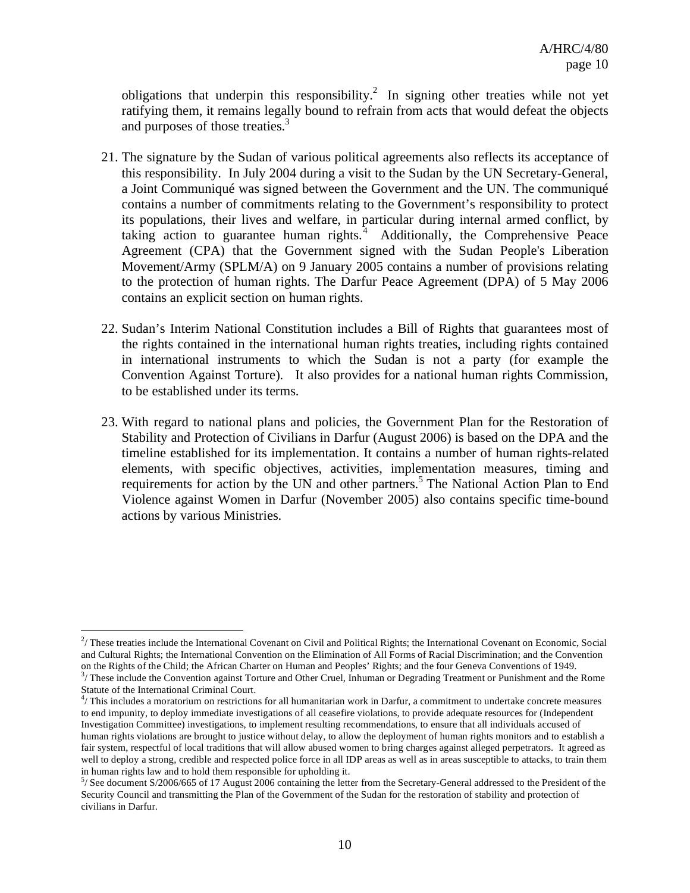obligations that underpin this responsibility.[2] In signing other treaties while not yet ratifying them, it remains legally bound to refrain from acts that would defeat the objects and purposes of those treaties.[3]

21. The signature by the Sudan of various political agreements also reflects its acceptance of this responsibility. In July 2004 during a visit to the Sudan by the UN Secretary-General, a Joint Communiqué was signed between the Government and the UN. The communiqué contains a number of commitments relating to the Government's responsibility to protect its populations, their lives and welfare, in particular during internal armed conflict, by taking action to guarantee human rights.[4] Additionally, the Comprehensive Peace Agreement (CPA) that the Government signed with the Sudan People's Liberation Movement/Army (SPLM/A) on 9 January 2005 contains a number of provisions relating to the protection of human rights. The Darfur Peace Agreement (DPA) of 5 May 2006 contains an explicit section on human rights.

22. Sudan's Interim National Constitution includes a Bill of Rights that guarantees most of the rights contained in the international human rights treaties, including rights contained in international instruments to which the Sudan is not a party (for example the Convention Against Torture). It also provides for a national human rights Commission, to be established under its terms.

23. With regard to national plans and policies, the Government Plan for the Restoration of Stability and Protection of Civilians in Darfur (August 2006) is based on the DPA and the timeline established for its implementation. It contains a number of human rights-related elements, with specific objectives, activities, implementation measures, timing and requirements for action by the UN and other partners.[5] The National Action Plan to End Violence against Women in Darfur (November 2005) also contains specific time-bound actions by various Ministries.

---

[2]/ These treaties include the International Covenant on Civil and Political Rights; the International Covenant on Economic, Social and Cultural Rights; the International Convention on the Elimination of All Forms of Racial Discrimination; and the Convention on the Rights of the Child; the African Charter on Human and Peoples' Rights; and the four Geneva Conventions of 1949.

[3]/ These include the Convention against Torture and Other Cruel, Inhuman or Degrading Treatment or Punishment and the Rome Statute of the International Criminal Court.

[4]/ This includes a moratorium on restrictions for all humanitarian work in Darfur, a commitment to undertake concrete measures to end impunity, to deploy immediate investigations of all ceasefire violations, to provide adequate resources for (Independent Investigation Committee) investigations, to implement resulting recommendations, to ensure that all individuals accused of human rights violations are brought to justice without delay, to allow the deployment of human rights monitors and to establish a fair system, respectful of local traditions that will allow abused women to bring charges against alleged perpetrators. It agreed as well to deploy a strong, credible and respected police force in all IDP areas as well as in areas susceptible to attacks, to train them in human rights law and to hold them responsible for upholding it.

[5]/ See document S/2006/665 of 17 August 2006 containing the letter from the Secretary-General addressed to the President of the Security Council and transmitting the Plan of the Government of the Sudan for the restoration of stability and protection of civilians in Darfur.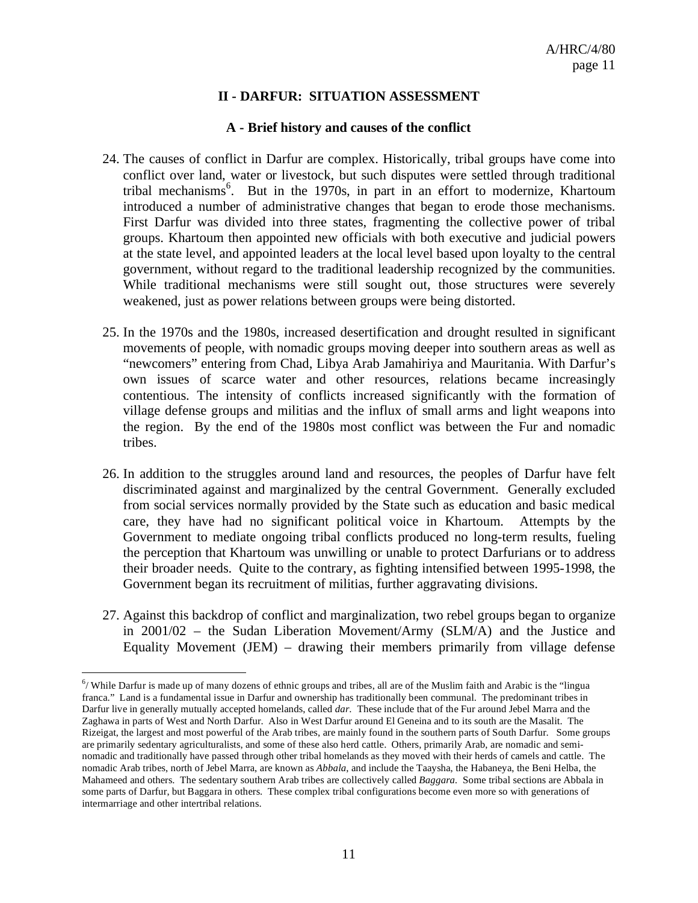## II - DARFUR: SITUATION ASSESSMENT

### A - Brief history and causes of the conflict

24. The causes of conflict in Darfur are complex. Historically, tribal groups have come into conflict over land, water or livestock, but such disputes were settled through traditional tribal mechanisms[6]. But in the 1970s, in part in an effort to modernize, Khartoum introduced a number of administrative changes that began to erode those mechanisms. First Darfur was divided into three states, fragmenting the collective power of tribal groups. Khartoum then appointed new officials with both executive and judicial powers at the state level, and appointed leaders at the local level based upon loyalty to the central government, without regard to the traditional leadership recognized by the communities. While traditional mechanisms were still sought out, those structures were severely weakened, just as power relations between groups were being distorted.

25. In the 1970s and the 1980s, increased desertification and drought resulted in significant movements of people, with nomadic groups moving deeper into southern areas as well as "newcomers" entering from Chad, Libya Arab Jamahiriya and Mauritania. With Darfur's own issues of scarce water and other resources, relations became increasingly contentious. The intensity of conflicts increased significantly with the formation of village defense groups and militias and the influx of small arms and light weapons into the region. By the end of the 1980s most conflict was between the Fur and nomadic tribes.

26. In addition to the struggles around land and resources, the peoples of Darfur have felt discriminated against and marginalized by the central Government. Generally excluded from social services normally provided by the State such as education and basic medical care, they have had no significant political voice in Khartoum. Attempts by the Government to mediate ongoing tribal conflicts produced no long-term results, fueling the perception that Khartoum was unwilling or unable to protect Darfurians or to address their broader needs. Quite to the contrary, as fighting intensified between 1995-1998, the Government began its recruitment of militias, further aggravating divisions.

27. Against this backdrop of conflict and marginalization, two rebel groups began to organize in 2001/02 – the Sudan Liberation Movement/Army (SLM/A) and the Justice and Equality Movement (JEM) – drawing their members primarily from village defense

---

[6]/ While Darfur is made up of many dozens of ethnic groups and tribes, all are of the Muslim faith and Arabic is the "lingua franca." Land is a fundamental issue in Darfur and ownership has traditionally been communal. The predominant tribes in Darfur live in generally mutually accepted homelands, called *dar*. These include that of the Fur around Jebel Marra and the Zaghawa in parts of West and North Darfur. Also in West Darfur around El Geneina and to its south are the Masalit. The Rizeigat, the largest and most powerful of the Arab tribes, are mainly found in the southern parts of South Darfur. Some groups are primarily sedentary agriculturalists, and some of these also herd cattle. Others, primarily Arab, are nomadic and semi-nomadic and traditionally have passed through other tribal homelands as they moved with their herds of camels and cattle. The nomadic Arab tribes, north of Jebel Marra, are known as *Abbala*, and include the Taaysha, the Habaneya, the Beni Helba, the Mahameed and others. The sedentary southern Arab tribes are collectively called *Baggara*. Some tribal sections are Abbala in some parts of Darfur, but Baggara in others. These complex tribal configurations become even more so with generations of intermarriage and other intertribal relations.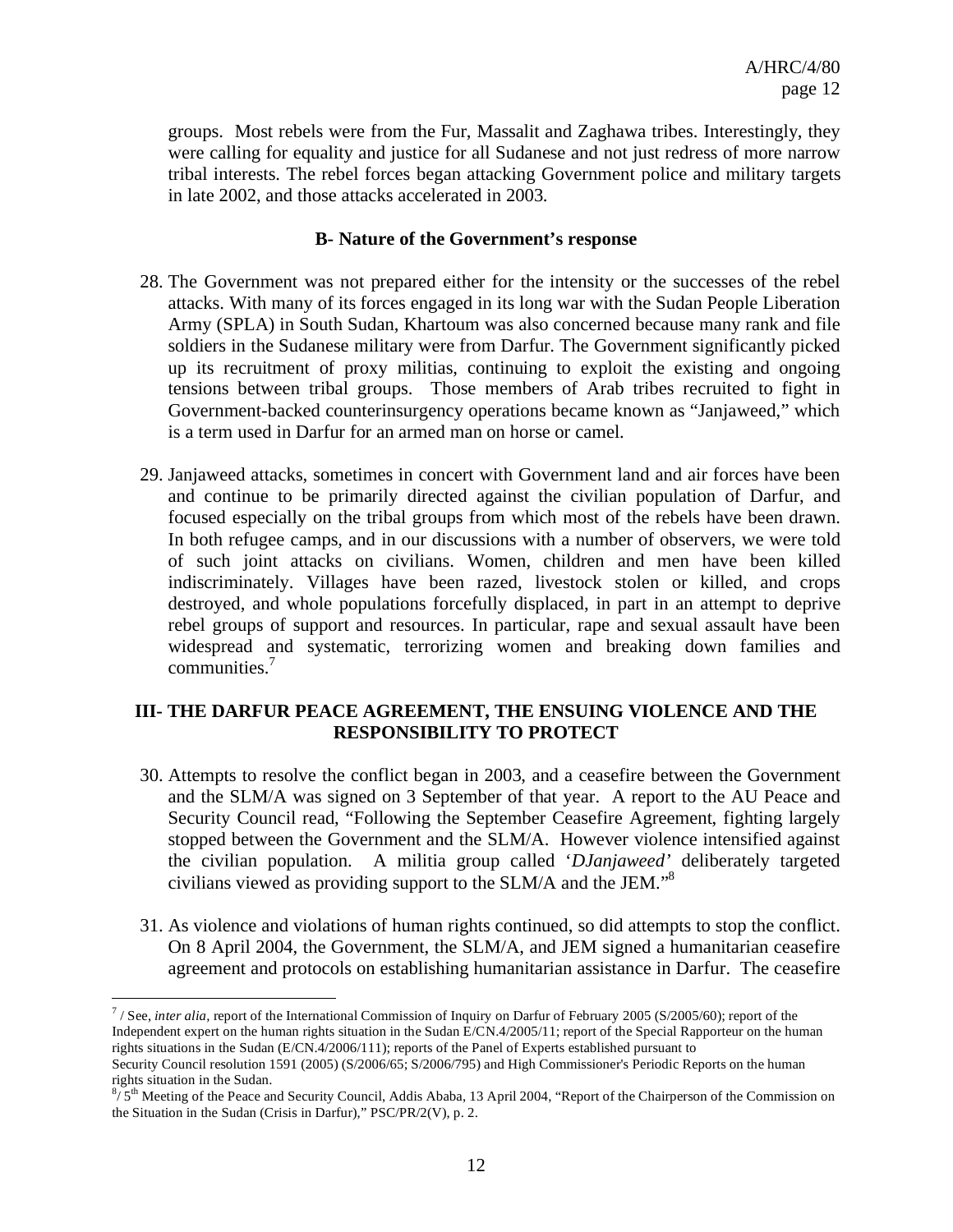groups. Most rebels were from the Fur, Massalit and Zaghawa tribes. Interestingly, they were calling for equality and justice for all Sudanese and not just redress of more narrow tribal interests. The rebel forces began attacking Government police and military targets in late 2002, and those attacks accelerated in 2003.

### B- Nature of the Government's response

28. The Government was not prepared either for the intensity or the successes of the rebel attacks. With many of its forces engaged in its long war with the Sudan People Liberation Army (SPLA) in South Sudan, Khartoum was also concerned because many rank and file soldiers in the Sudanese military were from Darfur. The Government significantly picked up its recruitment of proxy militias, continuing to exploit the existing and ongoing tensions between tribal groups. Those members of Arab tribes recruited to fight in Government-backed counterinsurgency operations became known as "Janjaweed," which is a term used in Darfur for an armed man on horse or camel.

29. Janjaweed attacks, sometimes in concert with Government land and air forces have been and continue to be primarily directed against the civilian population of Darfur, and focused especially on the tribal groups from which most of the rebels have been drawn. In both refugee camps, and in our discussions with a number of observers, we were told of such joint attacks on civilians. Women, children and men have been killed indiscriminately. Villages have been razed, livestock stolen or killed, and crops destroyed, and whole populations forcefully displaced, in part in an attempt to deprive rebel groups of support and resources. In particular, rape and sexual assault have been widespread and systematic, terrorizing women and breaking down families and communities.[7]

## III- THE DARFUR PEACE AGREEMENT, THE ENSUING VIOLENCE AND THE RESPONSIBILITY TO PROTECT

30. Attempts to resolve the conflict began in 2003, and a ceasefire between the Government and the SLM/A was signed on 3 September of that year. A report to the AU Peace and Security Council read, "Following the September Ceasefire Agreement, fighting largely stopped between the Government and the SLM/A. However violence intensified against the civilian population. A militia group called '*DJanjaweed'* deliberately targeted civilians viewed as providing support to the SLM/A and the JEM."[8]

31. As violence and violations of human rights continued, so did attempts to stop the conflict. On 8 April 2004, the Government, the SLM/A, and JEM signed a humanitarian ceasefire agreement and protocols on establishing humanitarian assistance in Darfur. The ceasefire

---

[7] / See, *inter alia*, report of the International Commission of Inquiry on Darfur of February 2005 (S/2005/60); report of the Independent expert on the human rights situation in the Sudan E/CN.4/2005/11; report of the Special Rapporteur on the human rights situations in the Sudan (E/CN.4/2006/111); reports of the Panel of Experts established pursuant to Security Council resolution 1591 (2005) (S/2006/65; S/2006/795) and High Commissioner's Periodic Reports on the human rights situation in the Sudan.

[8] / 5th Meeting of the Peace and Security Council, Addis Ababa, 13 April 2004, "Report of the Chairperson of the Commission on the Situation in the Sudan (Crisis in Darfur)," PSC/PR/2(V), p. 2.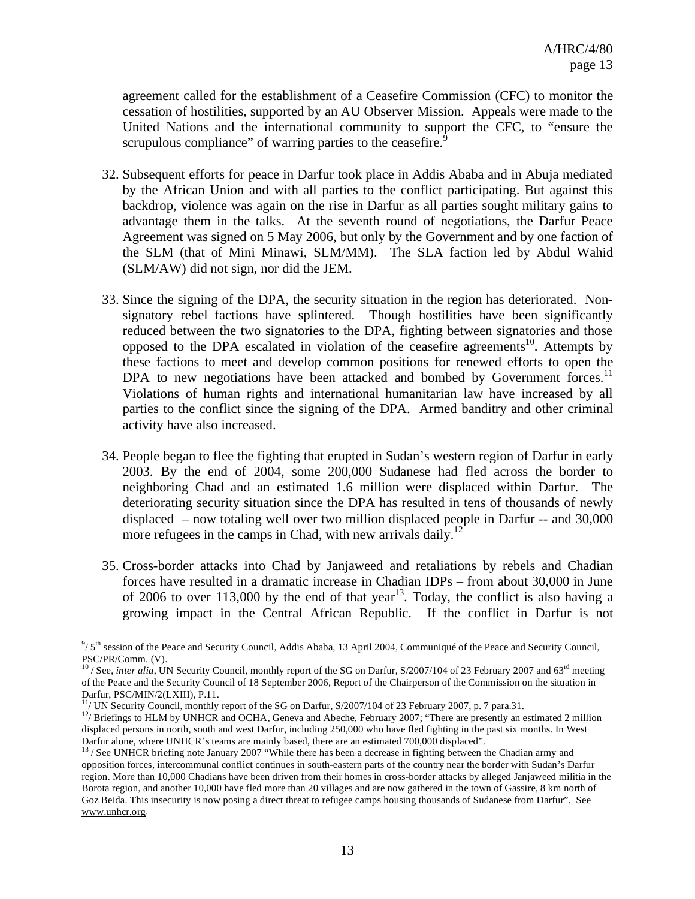agreement called for the establishment of a Ceasefire Commission (CFC) to monitor the cessation of hostilities, supported by an AU Observer Mission. Appeals were made to the United Nations and the international community to support the CFC, to "ensure the scrupulous compliance" of warring parties to the ceasefire.[9]

32. Subsequent efforts for peace in Darfur took place in Addis Ababa and in Abuja mediated by the African Union and with all parties to the conflict participating. But against this backdrop, violence was again on the rise in Darfur as all parties sought military gains to advantage them in the talks. At the seventh round of negotiations, the Darfur Peace Agreement was signed on 5 May 2006, but only by the Government and by one faction of the SLM (that of Mini Minawi, SLM/MM). The SLA faction led by Abdul Wahid (SLM/AW) did not sign, nor did the JEM.

33. Since the signing of the DPA, the security situation in the region has deteriorated. Non-signatory rebel factions have splintered. Though hostilities have been significantly reduced between the two signatories to the DPA, fighting between signatories and those opposed to the DPA escalated in violation of the ceasefire agreements[10]. Attempts by these factions to meet and develop common positions for renewed efforts to open the DPA to new negotiations have been attacked and bombed by Government forces.[11] Violations of human rights and international humanitarian law have increased by all parties to the conflict since the signing of the DPA. Armed banditry and other criminal activity have also increased.

34. People began to flee the fighting that erupted in Sudan's western region of Darfur in early 2003. By the end of 2004, some 200,000 Sudanese had fled across the border to neighboring Chad and an estimated 1.6 million were displaced within Darfur. The deteriorating security situation since the DPA has resulted in tens of thousands of newly displaced – now totaling well over two million displaced people in Darfur -- and 30,000 more refugees in the camps in Chad, with new arrivals daily.[12]

35. Cross-border attacks into Chad by Janjaweed and retaliations by rebels and Chadian forces have resulted in a dramatic increase in Chadian IDPs – from about 30,000 in June of 2006 to over 113,000 by the end of that year[13]. Today, the conflict is also having a growing impact in the Central African Republic. If the conflict in Darfur is not

---

[9]/ 5th session of the Peace and Security Council, Addis Ababa, 13 April 2004, Communiqué of the Peace and Security Council, PSC/PR/Comm. (V).

[10] / See, *inter alia*, UN Security Council, monthly report of the SG on Darfur, S/2007/104 of 23 February 2007 and 63rd meeting of the Peace and the Security Council of 18 September 2006, Report of the Chairperson of the Commission on the situation in Darfur, PSC/MIN/2(LXIII), P.11.

[11]/ UN Security Council, monthly report of the SG on Darfur, S/2007/104 of 23 February 2007, p. 7 para.31.

[12]/ Briefings to HLM by UNHCR and OCHA, Geneva and Abeche, February 2007; "There are presently an estimated 2 million displaced persons in north, south and west Darfur, including 250,000 who have fled fighting in the past six months. In West Darfur alone, where UNHCR's teams are mainly based, there are an estimated 700,000 displaced".

[13] / See UNHCR briefing note January 2007 "While there has been a decrease in fighting between the Chadian army and opposition forces, intercommunal conflict continues in south-eastern parts of the country near the border with Sudan's Darfur region. More than 10,000 Chadians have been driven from their homes in cross-border attacks by alleged Janjaweed militia in the Borota region, and another 10,000 have fled more than 20 villages and are now gathered in the town of Gassire, 8 km north of Goz Beida. This insecurity is now posing a direct threat to refugee camps housing thousands of Sudanese from Darfur". See www.unhcr.org.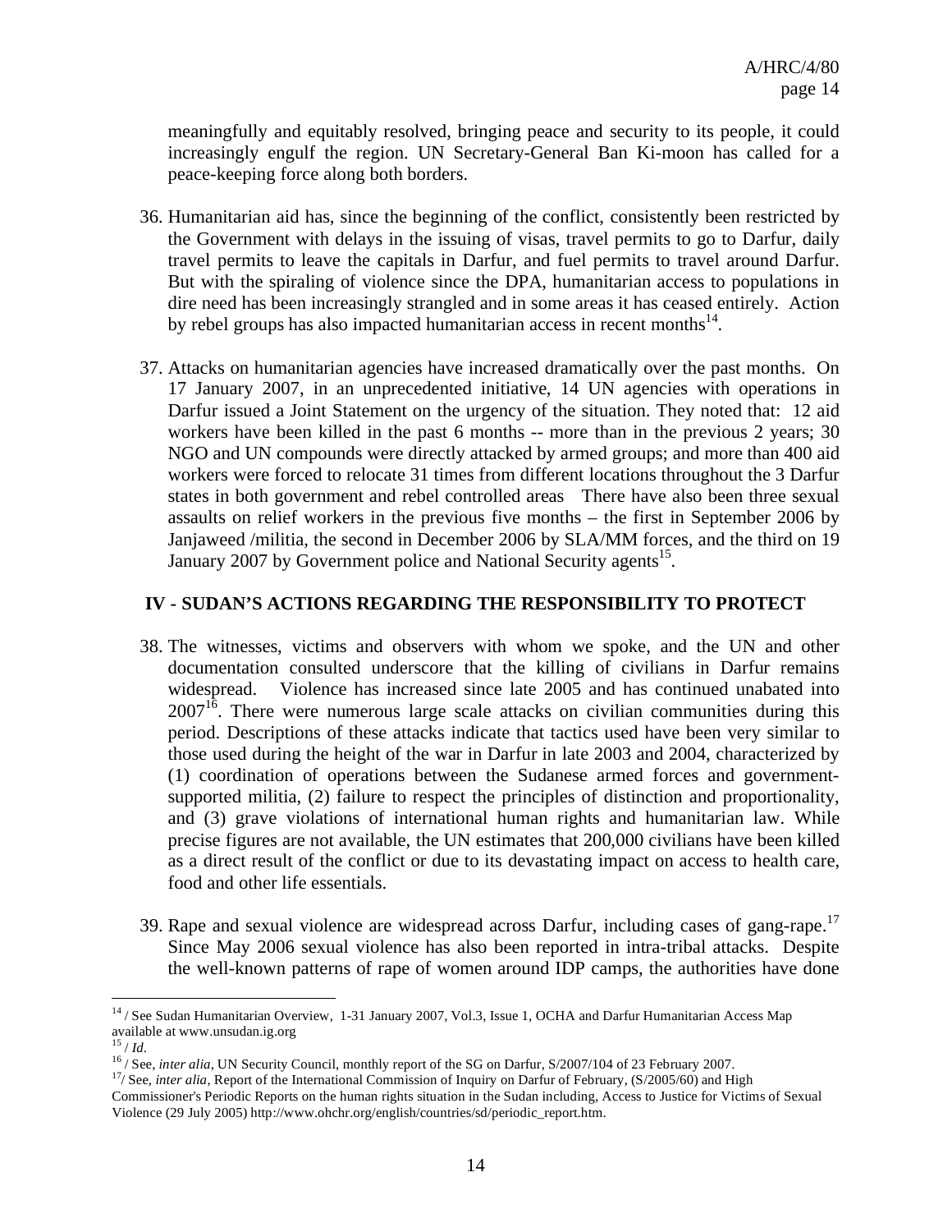meaningfully and equitably resolved, bringing peace and security to its people, it could increasingly engulf the region. UN Secretary-General Ban Ki-moon has called for a peace-keeping force along both borders.

36. Humanitarian aid has, since the beginning of the conflict, consistently been restricted by the Government with delays in the issuing of visas, travel permits to go to Darfur, daily travel permits to leave the capitals in Darfur, and fuel permits to travel around Darfur. But with the spiraling of violence since the DPA, humanitarian access to populations in dire need has been increasingly strangled and in some areas it has ceased entirely. Action by rebel groups has also impacted humanitarian access in recent months[14].

37. Attacks on humanitarian agencies have increased dramatically over the past months. On 17 January 2007, in an unprecedented initiative, 14 UN agencies with operations in Darfur issued a Joint Statement on the urgency of the situation. They noted that: 12 aid workers have been killed in the past 6 months -- more than in the previous 2 years; 30 NGO and UN compounds were directly attacked by armed groups; and more than 400 aid workers were forced to relocate 31 times from different locations throughout the 3 Darfur states in both government and rebel controlled areas There have also been three sexual assaults on relief workers in the previous five months – the first in September 2006 by Janjaweed /militia, the second in December 2006 by SLA/MM forces, and the third on 19 January 2007 by Government police and National Security agents[15].

## IV - SUDAN'S ACTIONS REGARDING THE RESPONSIBILITY TO PROTECT

38. The witnesses, victims and observers with whom we spoke, and the UN and other documentation consulted underscore that the killing of civilians in Darfur remains widespread. Violence has increased since late 2005 and has continued unabated into 2007[16]. There were numerous large scale attacks on civilian communities during this period. Descriptions of these attacks indicate that tactics used have been very similar to those used during the height of the war in Darfur in late 2003 and 2004, characterized by (1) coordination of operations between the Sudanese armed forces and government-supported militia, (2) failure to respect the principles of distinction and proportionality, and (3) grave violations of international human rights and humanitarian law. While precise figures are not available, the UN estimates that 200,000 civilians have been killed as a direct result of the conflict or due to its devastating impact on access to health care, food and other life essentials.

39. Rape and sexual violence are widespread across Darfur, including cases of gang-rape.[17] Since May 2006 sexual violence has also been reported in intra-tribal attacks. Despite the well-known patterns of rape of women around IDP camps, the authorities have done

---

[14] / See Sudan Humanitarian Overview, 1-31 January 2007, Vol.3, Issue 1, OCHA and Darfur Humanitarian Access Map available at www.unsudan.ig.org

[15] / *Id*.

[16] / See, *inter alia*, UN Security Council, monthly report of the SG on Darfur, S/2007/104 of 23 February 2007.

[17]/ See, *inter alia*, Report of the International Commission of Inquiry on Darfur of February, (S/2005/60) and High Commissioner's Periodic Reports on the human rights situation in the Sudan including, Access to Justice for Victims of Sexual Violence (29 July 2005) http://www.ohchr.org/english/countries/sd/periodic_report.htm.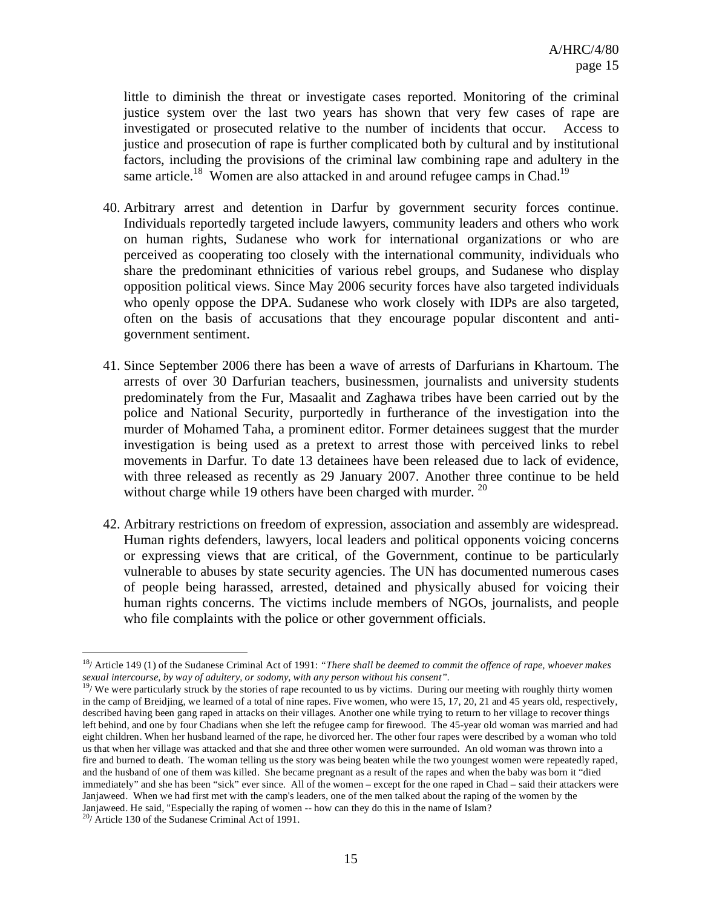little to diminish the threat or investigate cases reported. Monitoring of the criminal justice system over the last two years has shown that very few cases of rape are investigated or prosecuted relative to the number of incidents that occur. Access to justice and prosecution of rape is further complicated both by cultural and by institutional factors, including the provisions of the criminal law combining rape and adultery in the same article.[18] Women are also attacked in and around refugee camps in Chad.[19]

40. Arbitrary arrest and detention in Darfur by government security forces continue. Individuals reportedly targeted include lawyers, community leaders and others who work on human rights, Sudanese who work for international organizations or who are perceived as cooperating too closely with the international community, individuals who share the predominant ethnicities of various rebel groups, and Sudanese who display opposition political views. Since May 2006 security forces have also targeted individuals who openly oppose the DPA. Sudanese who work closely with IDPs are also targeted, often on the basis of accusations that they encourage popular discontent and anti-government sentiment.

41. Since September 2006 there has been a wave of arrests of Darfurians in Khartoum. The arrests of over 30 Darfurian teachers, businessmen, journalists and university students predominately from the Fur, Masaalit and Zaghawa tribes have been carried out by the police and National Security, purportedly in furtherance of the investigation into the murder of Mohamed Taha, a prominent editor. Former detainees suggest that the murder investigation is being used as a pretext to arrest those with perceived links to rebel movements in Darfur. To date 13 detainees have been released due to lack of evidence, with three released as recently as 29 January 2007. Another three continue to be held without charge while 19 others have been charged with murder. [20]

42. Arbitrary restrictions on freedom of expression, association and assembly are widespread. Human rights defenders, lawyers, local leaders and political opponents voicing concerns or expressing views that are critical, of the Government, continue to be particularly vulnerable to abuses by state security agencies. The UN has documented numerous cases of people being harassed, arrested, detained and physically abused for voicing their human rights concerns. The victims include members of NGOs, journalists, and people who file complaints with the police or other government officials.

---

[18]/ Article 149 (1) of the Sudanese Criminal Act of 1991: *"There shall be deemed to commit the offence of rape, whoever makes sexual intercourse, by way of adultery, or sodomy, with any person without his consent".*

[19]/ We were particularly struck by the stories of rape recounted to us by victims. During our meeting with roughly thirty women in the camp of Breidjing, we learned of a total of nine rapes. Five women, who were 15, 17, 20, 21 and 45 years old, respectively, described having been gang raped in attacks on their villages. Another one while trying to return to her village to recover things left behind, and one by four Chadians when she left the refugee camp for firewood. The 45-year old woman was married and had eight children. When her husband learned of the rape, he divorced her. The other four rapes were described by a woman who told us that when her village was attacked and that she and three other women were surrounded. An old woman was thrown into a fire and burned to death. The woman telling us the story was being beaten while the two youngest women were repeatedly raped, and the husband of one of them was killed. She became pregnant as a result of the rapes and when the baby was born it "died immediately" and she has been "sick" ever since. All of the women – except for the one raped in Chad – said their attackers were Janjaweed. When we had first met with the camp's leaders, one of the men talked about the raping of the women by the Janjaweed. He said, "Especially the raping of women -- how can they do this in the name of Islam?

[20]/ Article 130 of the Sudanese Criminal Act of 1991.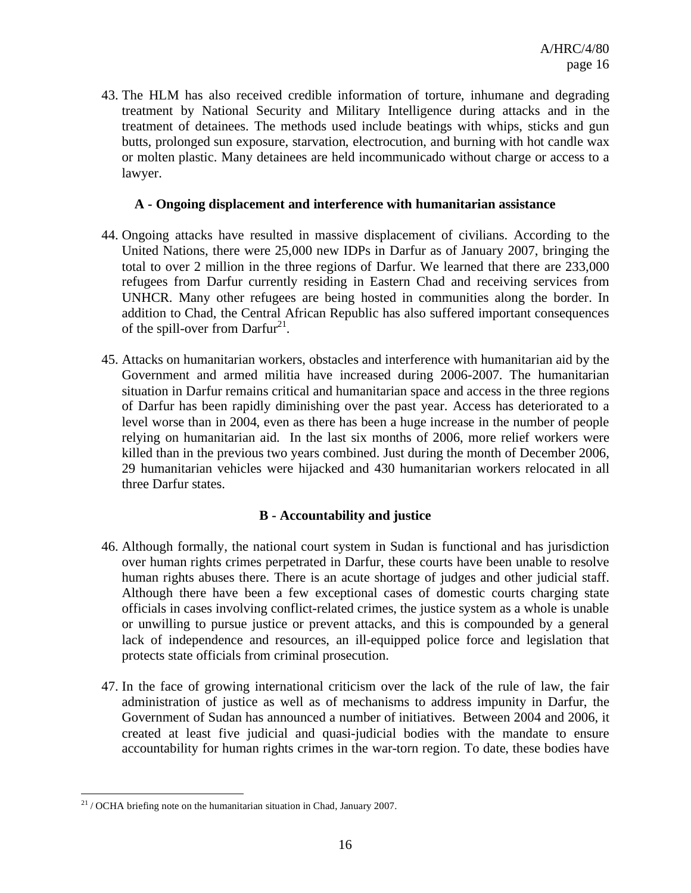43. The HLM has also received credible information of torture, inhumane and degrading treatment by National Security and Military Intelligence during attacks and in the treatment of detainees. The methods used include beatings with whips, sticks and gun butts, prolonged sun exposure, starvation, electrocution, and burning with hot candle wax or molten plastic. Many detainees are held incommunicado without charge or access to a lawyer.

### A - Ongoing displacement and interference with humanitarian assistance

44. Ongoing attacks have resulted in massive displacement of civilians. According to the United Nations, there were 25,000 new IDPs in Darfur as of January 2007, bringing the total to over 2 million in the three regions of Darfur. We learned that there are 233,000 refugees from Darfur currently residing in Eastern Chad and receiving services from UNHCR. Many other refugees are being hosted in communities along the border. In addition to Chad, the Central African Republic has also suffered important consequences of the spill-over from Darfur[21].

45. Attacks on humanitarian workers, obstacles and interference with humanitarian aid by the Government and armed militia have increased during 2006-2007. The humanitarian situation in Darfur remains critical and humanitarian space and access in the three regions of Darfur has been rapidly diminishing over the past year. Access has deteriorated to a level worse than in 2004, even as there has been a huge increase in the number of people relying on humanitarian aid. In the last six months of 2006, more relief workers were killed than in the previous two years combined. Just during the month of December 2006, 29 humanitarian vehicles were hijacked and 430 humanitarian workers relocated in all three Darfur states.

### B - Accountability and justice

46. Although formally, the national court system in Sudan is functional and has jurisdiction over human rights crimes perpetrated in Darfur, these courts have been unable to resolve human rights abuses there. There is an acute shortage of judges and other judicial staff. Although there have been a few exceptional cases of domestic courts charging state officials in cases involving conflict-related crimes, the justice system as a whole is unable or unwilling to pursue justice or prevent attacks, and this is compounded by a general lack of independence and resources, an ill-equipped police force and legislation that protects state officials from criminal prosecution.

47. In the face of growing international criticism over the lack of the rule of law, the fair administration of justice as well as of mechanisms to address impunity in Darfur, the Government of Sudan has announced a number of initiatives. Between 2004 and 2006, it created at least five judicial and quasi-judicial bodies with the mandate to ensure accountability for human rights crimes in the war-torn region. To date, these bodies have

---

[21] / OCHA briefing note on the humanitarian situation in Chad, January 2007.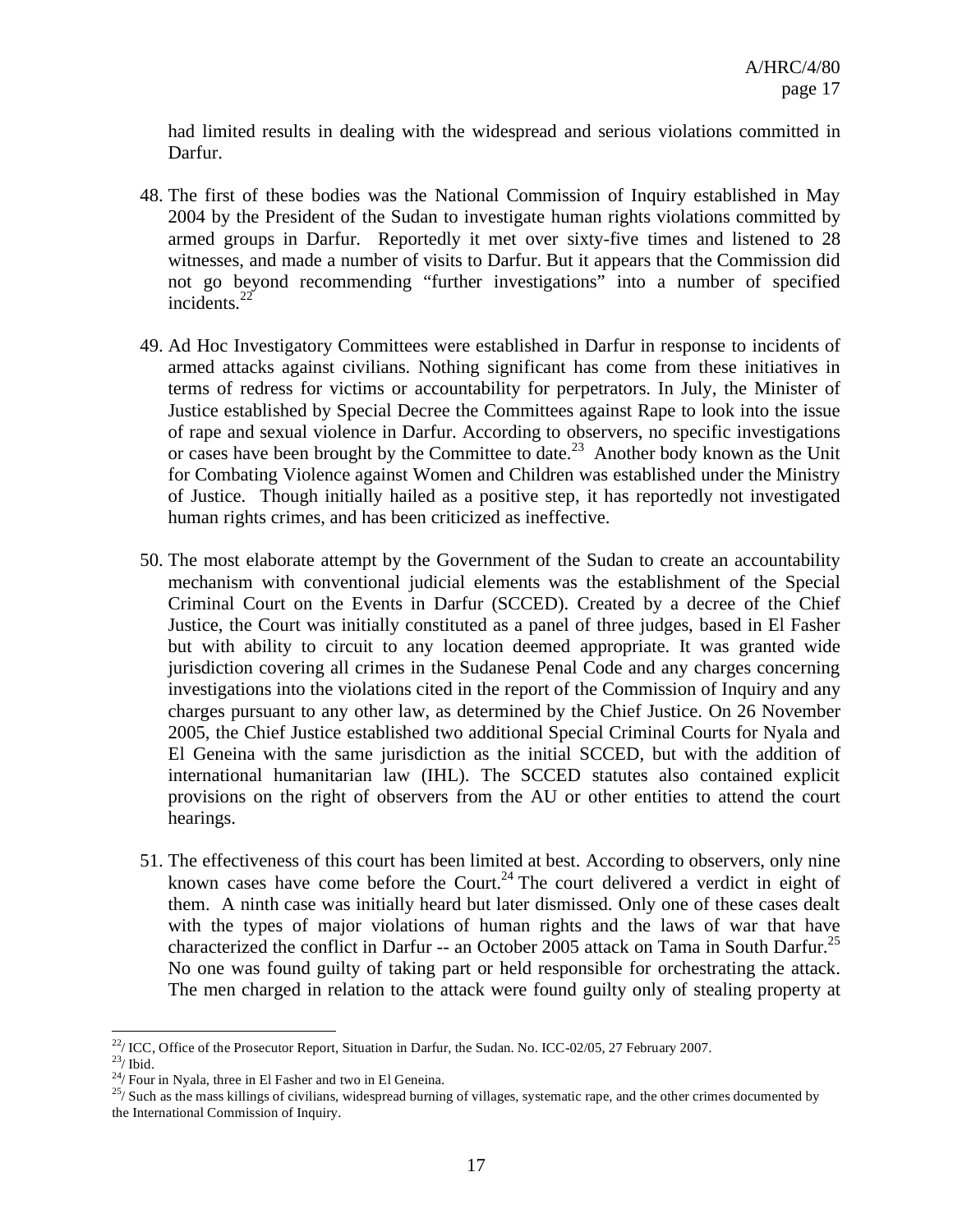had limited results in dealing with the widespread and serious violations committed in Darfur.

48. The first of these bodies was the National Commission of Inquiry established in May 2004 by the President of the Sudan to investigate human rights violations committed by armed groups in Darfur. Reportedly it met over sixty-five times and listened to 28 witnesses, and made a number of visits to Darfur. But it appears that the Commission did not go beyond recommending "further investigations" into a number of specified incidents.[22]

49. Ad Hoc Investigatory Committees were established in Darfur in response to incidents of armed attacks against civilians. Nothing significant has come from these initiatives in terms of redress for victims or accountability for perpetrators. In July, the Minister of Justice established by Special Decree the Committees against Rape to look into the issue of rape and sexual violence in Darfur. According to observers, no specific investigations or cases have been brought by the Committee to date.[23] Another body known as the Unit for Combating Violence against Women and Children was established under the Ministry of Justice. Though initially hailed as a positive step, it has reportedly not investigated human rights crimes, and has been criticized as ineffective.

50. The most elaborate attempt by the Government of the Sudan to create an accountability mechanism with conventional judicial elements was the establishment of the Special Criminal Court on the Events in Darfur (SCCED). Created by a decree of the Chief Justice, the Court was initially constituted as a panel of three judges, based in El Fasher but with ability to circuit to any location deemed appropriate. It was granted wide jurisdiction covering all crimes in the Sudanese Penal Code and any charges concerning investigations into the violations cited in the report of the Commission of Inquiry and any charges pursuant to any other law, as determined by the Chief Justice. On 26 November 2005, the Chief Justice established two additional Special Criminal Courts for Nyala and El Geneina with the same jurisdiction as the initial SCCED, but with the addition of international humanitarian law (IHL). The SCCED statutes also contained explicit provisions on the right of observers from the AU or other entities to attend the court hearings.

51. The effectiveness of this court has been limited at best. According to observers, only nine known cases have come before the Court.[24] The court delivered a verdict in eight of them. A ninth case was initially heard but later dismissed. Only one of these cases dealt with the types of major violations of human rights and the laws of war that have characterized the conflict in Darfur -- an October 2005 attack on Tama in South Darfur.[25] No one was found guilty of taking part or held responsible for orchestrating the attack. The men charged in relation to the attack were found guilty only of stealing property at

---

[22]/ ICC, Office of the Prosecutor Report, Situation in Darfur, the Sudan. No. ICC-02/05, 27 February 2007.

[23]/ Ibid.

[24]/ Four in Nyala, three in El Fasher and two in El Geneina.

[25]/ Such as the mass killings of civilians, widespread burning of villages, systematic rape, and the other crimes documented by the International Commission of Inquiry.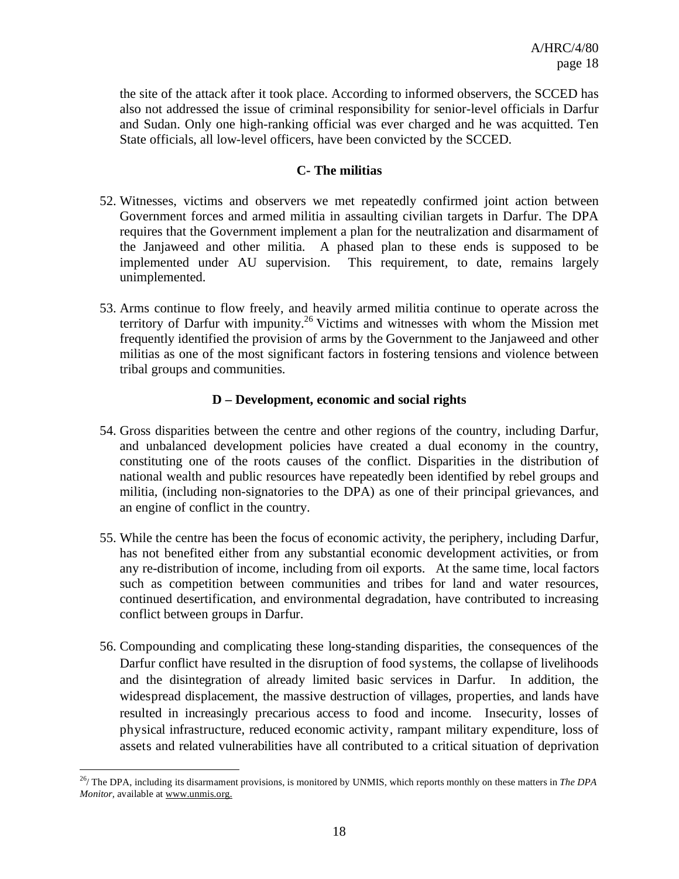the site of the attack after it took place. According to informed observers, the SCCED has also not addressed the issue of criminal responsibility for senior-level officials in Darfur and Sudan. Only one high-ranking official was ever charged and he was acquitted. Ten State officials, all low-level officers, have been convicted by the SCCED.

### C- The militias

52. Witnesses, victims and observers we met repeatedly confirmed joint action between Government forces and armed militia in assaulting civilian targets in Darfur. The DPA requires that the Government implement a plan for the neutralization and disarmament of the Janjaweed and other militia. A phased plan to these ends is supposed to be implemented under AU supervision. This requirement, to date, remains largely unimplemented.

53. Arms continue to flow freely, and heavily armed militia continue to operate across the territory of Darfur with impunity.[26] Victims and witnesses with whom the Mission met frequently identified the provision of arms by the Government to the Janjaweed and other militias as one of the most significant factors in fostering tensions and violence between tribal groups and communities.

### D – Development, economic and social rights

54. Gross disparities between the centre and other regions of the country, including Darfur, and unbalanced development policies have created a dual economy in the country, constituting one of the roots causes of the conflict. Disparities in the distribution of national wealth and public resources have repeatedly been identified by rebel groups and militia, (including non-signatories to the DPA) as one of their principal grievances, and an engine of conflict in the country.

55. While the centre has been the focus of economic activity, the periphery, including Darfur, has not benefited either from any substantial economic development activities, or from any re-distribution of income, including from oil exports. At the same time, local factors such as competition between communities and tribes for land and water resources, continued desertification, and environmental degradation, have contributed to increasing conflict between groups in Darfur.

56. Compounding and complicating these long-standing disparities, the consequences of the Darfur conflict have resulted in the disruption of food systems, the collapse of livelihoods and the disintegration of already limited basic services in Darfur. In addition, the widespread displacement, the massive destruction of villages, properties, and lands have resulted in increasingly precarious access to food and income. Insecurity, losses of physical infrastructure, reduced economic activity, rampant military expenditure, loss of assets and related vulnerabilities have all contributed to a critical situation of deprivation

---

[26]/ The DPA, including its disarmament provisions, is monitored by UNMIS, which reports monthly on these matters in *The DPA Monitor*, available at www.unmis.org.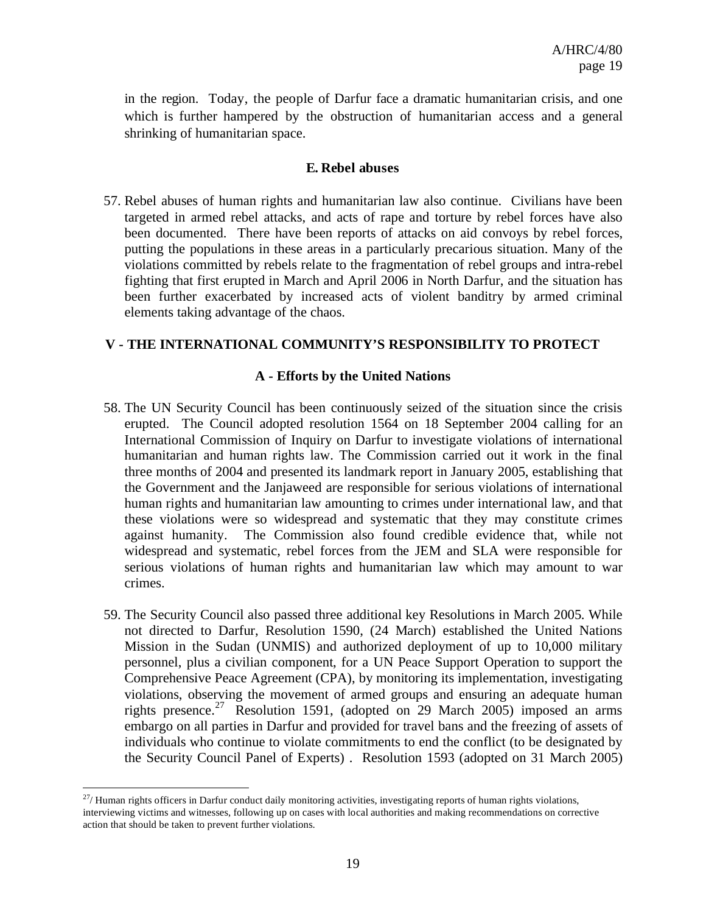in the region. Today, the people of Darfur face a dramatic humanitarian crisis, and one which is further hampered by the obstruction of humanitarian access and a general shrinking of humanitarian space.

### E. Rebel abuses

57. Rebel abuses of human rights and humanitarian law also continue. Civilians have been targeted in armed rebel attacks, and acts of rape and torture by rebel forces have also been documented. There have been reports of attacks on aid convoys by rebel forces, putting the populations in these areas in a particularly precarious situation. Many of the violations committed by rebels relate to the fragmentation of rebel groups and intra-rebel fighting that first erupted in March and April 2006 in North Darfur, and the situation has been further exacerbated by increased acts of violent banditry by armed criminal elements taking advantage of the chaos.

## V - THE INTERNATIONAL COMMUNITY'S RESPONSIBILITY TO PROTECT

### A - Efforts by the United Nations

58. The UN Security Council has been continuously seized of the situation since the crisis erupted. The Council adopted resolution 1564 on 18 September 2004 calling for an International Commission of Inquiry on Darfur to investigate violations of international humanitarian and human rights law. The Commission carried out it work in the final three months of 2004 and presented its landmark report in January 2005, establishing that the Government and the Janjaweed are responsible for serious violations of international human rights and humanitarian law amounting to crimes under international law, and that these violations were so widespread and systematic that they may constitute crimes against humanity. The Commission also found credible evidence that, while not widespread and systematic, rebel forces from the JEM and SLA were responsible for serious violations of human rights and humanitarian law which may amount to war crimes.

59. The Security Council also passed three additional key Resolutions in March 2005. While not directed to Darfur, Resolution 1590, (24 March) established the United Nations Mission in the Sudan (UNMIS) and authorized deployment of up to 10,000 military personnel, plus a civilian component, for a UN Peace Support Operation to support the Comprehensive Peace Agreement (CPA), by monitoring its implementation, investigating violations, observing the movement of armed groups and ensuring an adequate human rights presence.[27] Resolution 1591, (adopted on 29 March 2005) imposed an arms embargo on all parties in Darfur and provided for travel bans and the freezing of assets of individuals who continue to violate commitments to end the conflict (to be designated by the Security Council Panel of Experts) . Resolution 1593 (adopted on 31 March 2005)

---

[27]/ Human rights officers in Darfur conduct daily monitoring activities, investigating reports of human rights violations, interviewing victims and witnesses, following up on cases with local authorities and making recommendations on corrective action that should be taken to prevent further violations.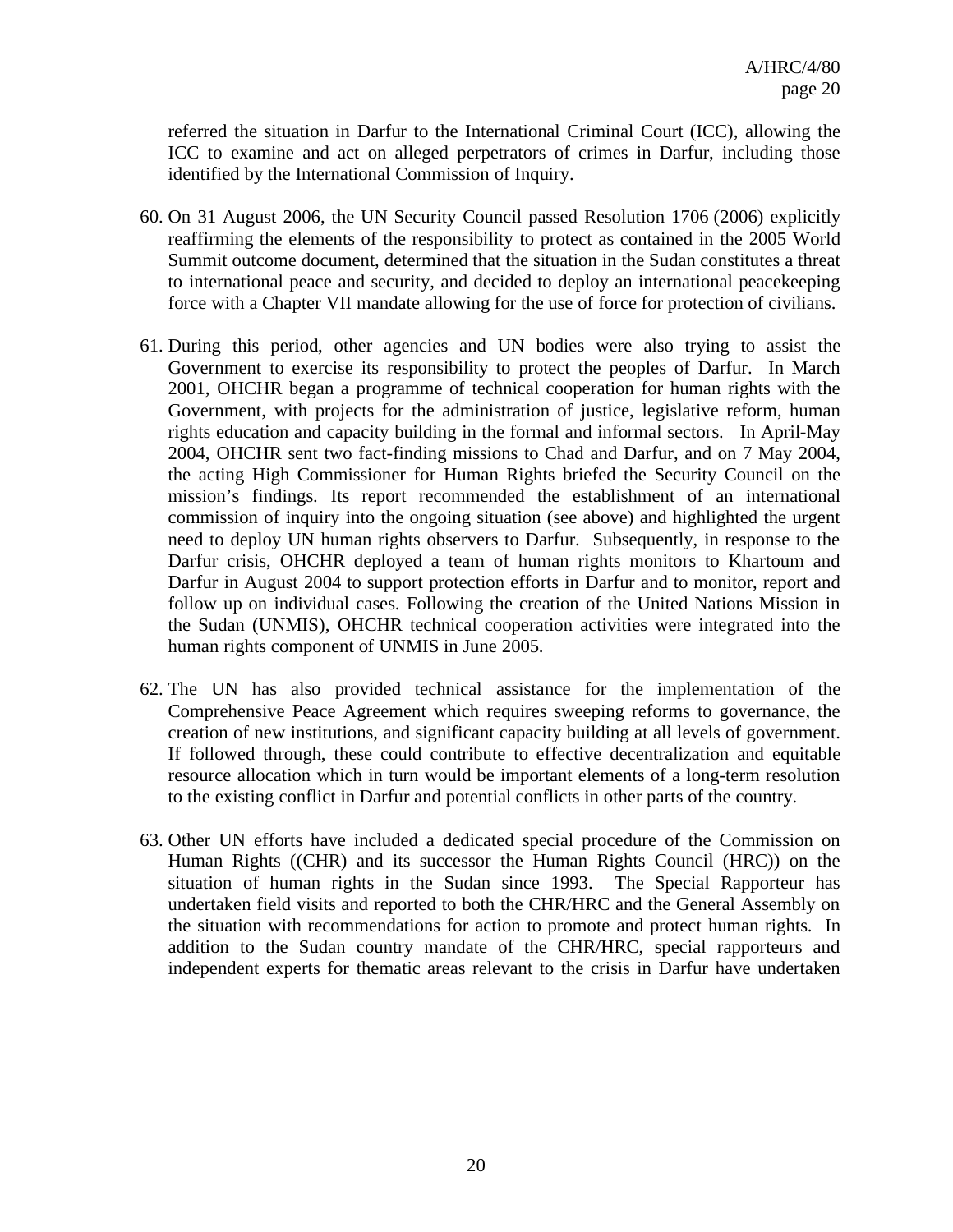referred the situation in Darfur to the International Criminal Court (ICC), allowing the ICC to examine and act on alleged perpetrators of crimes in Darfur, including those identified by the International Commission of Inquiry.

60. On 31 August 2006, the UN Security Council passed Resolution 1706 (2006) explicitly reaffirming the elements of the responsibility to protect as contained in the 2005 World Summit outcome document, determined that the situation in the Sudan constitutes a threat to international peace and security, and decided to deploy an international peacekeeping force with a Chapter VII mandate allowing for the use of force for protection of civilians.

61. During this period, other agencies and UN bodies were also trying to assist the Government to exercise its responsibility to protect the peoples of Darfur. In March 2001, OHCHR began a programme of technical cooperation for human rights with the Government, with projects for the administration of justice, legislative reform, human rights education and capacity building in the formal and informal sectors. In April-May 2004, OHCHR sent two fact-finding missions to Chad and Darfur, and on 7 May 2004, the acting High Commissioner for Human Rights briefed the Security Council on the mission's findings. Its report recommended the establishment of an international commission of inquiry into the ongoing situation (see above) and highlighted the urgent need to deploy UN human rights observers to Darfur. Subsequently, in response to the Darfur crisis, OHCHR deployed a team of human rights monitors to Khartoum and Darfur in August 2004 to support protection efforts in Darfur and to monitor, report and follow up on individual cases. Following the creation of the United Nations Mission in the Sudan (UNMIS), OHCHR technical cooperation activities were integrated into the human rights component of UNMIS in June 2005.

62. The UN has also provided technical assistance for the implementation of the Comprehensive Peace Agreement which requires sweeping reforms to governance, the creation of new institutions, and significant capacity building at all levels of government. If followed through, these could contribute to effective decentralization and equitable resource allocation which in turn would be important elements of a long-term resolution to the existing conflict in Darfur and potential conflicts in other parts of the country.

63. Other UN efforts have included a dedicated special procedure of the Commission on Human Rights ((CHR) and its successor the Human Rights Council (HRC)) on the situation of human rights in the Sudan since 1993. The Special Rapporteur has undertaken field visits and reported to both the CHR/HRC and the General Assembly on the situation with recommendations for action to promote and protect human rights. In addition to the Sudan country mandate of the CHR/HRC, special rapporteurs and independent experts for thematic areas relevant to the crisis in Darfur have undertaken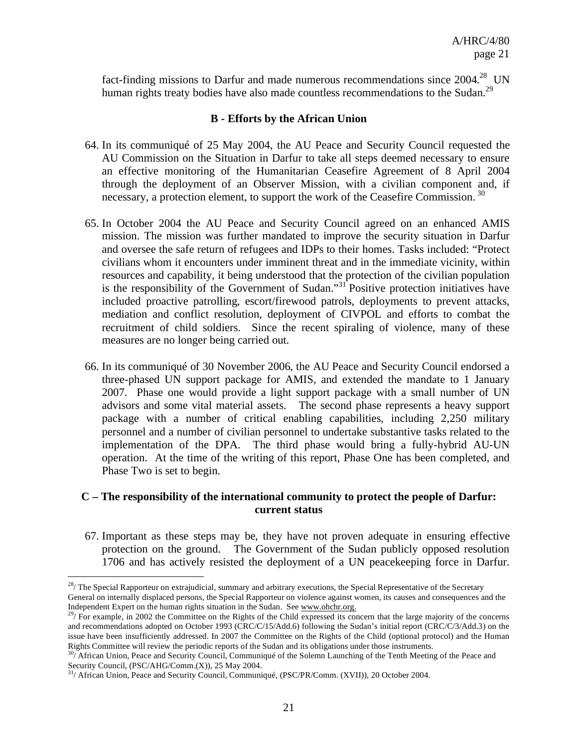fact-finding missions to Darfur and made numerous recommendations since 2004.[28] UN human rights treaty bodies have also made countless recommendations to the Sudan.[29]

### B - Efforts by the African Union

64. In its communiqué of 25 May 2004, the AU Peace and Security Council requested the AU Commission on the Situation in Darfur to take all steps deemed necessary to ensure an effective monitoring of the Humanitarian Ceasefire Agreement of 8 April 2004 through the deployment of an Observer Mission, with a civilian component and, if necessary, a protection element, to support the work of the Ceasefire Commission.[30]

65. In October 2004 the AU Peace and Security Council agreed on an enhanced AMIS mission. The mission was further mandated to improve the security situation in Darfur and oversee the safe return of refugees and IDPs to their homes. Tasks included: "Protect civilians whom it encounters under imminent threat and in the immediate vicinity, within resources and capability, it being understood that the protection of the civilian population is the responsibility of the Government of Sudan."[31] Positive protection initiatives have included proactive patrolling, escort/firewood patrols, deployments to prevent attacks, mediation and conflict resolution, deployment of CIVPOL and efforts to combat the recruitment of child soldiers. Since the recent spiraling of violence, many of these measures are no longer being carried out.

66. In its communiqué of 30 November 2006, the AU Peace and Security Council endorsed a three-phased UN support package for AMIS, and extended the mandate to 1 January 2007. Phase one would provide a light support package with a small number of UN advisors and some vital material assets. The second phase represents a heavy support package with a number of critical enabling capabilities, including 2,250 military personnel and a number of civilian personnel to undertake substantive tasks related to the implementation of the DPA. The third phase would bring a fully-hybrid AU-UN operation. At the time of the writing of this report, Phase One has been completed, and Phase Two is set to begin.

### C – The responsibility of the international community to protect the people of Darfur: current status

67. Important as these steps may be, they have not proven adequate in ensuring effective protection on the ground. The Government of the Sudan publicly opposed resolution 1706 and has actively resisted the deployment of a UN peacekeeping force in Darfur.

---

[28]/ The Special Rapporteur on extrajudicial, summary and arbitrary executions, the Special Representative of the Secretary General on internally displaced persons, the Special Rapporteur on violence against women, its causes and consequences and the Independent Expert on the human rights situation in the Sudan. See www.ohchr.org.

[29]/ For example, in 2002 the Committee on the Rights of the Child expressed its concern that the large majority of the concerns and recommendations adopted on October 1993 (CRC/C/15/Add.6) following the Sudan's initial report (CRC/C/3/Add.3) on the issue have been insufficiently addressed. In 2007 the Committee on the Rights of the Child (optional protocol) and the Human Rights Committee will review the periodic reports of the Sudan and its obligations under those instruments.

[30]/ African Union, Peace and Security Council, Communiqué of the Solemn Launching of the Tenth Meeting of the Peace and Security Council, (PSC/AHG/Comm.(X)), 25 May 2004.

[31]/ African Union, Peace and Security Council, Communiqué, (PSC/PR/Comm. (XVII)), 20 October 2004.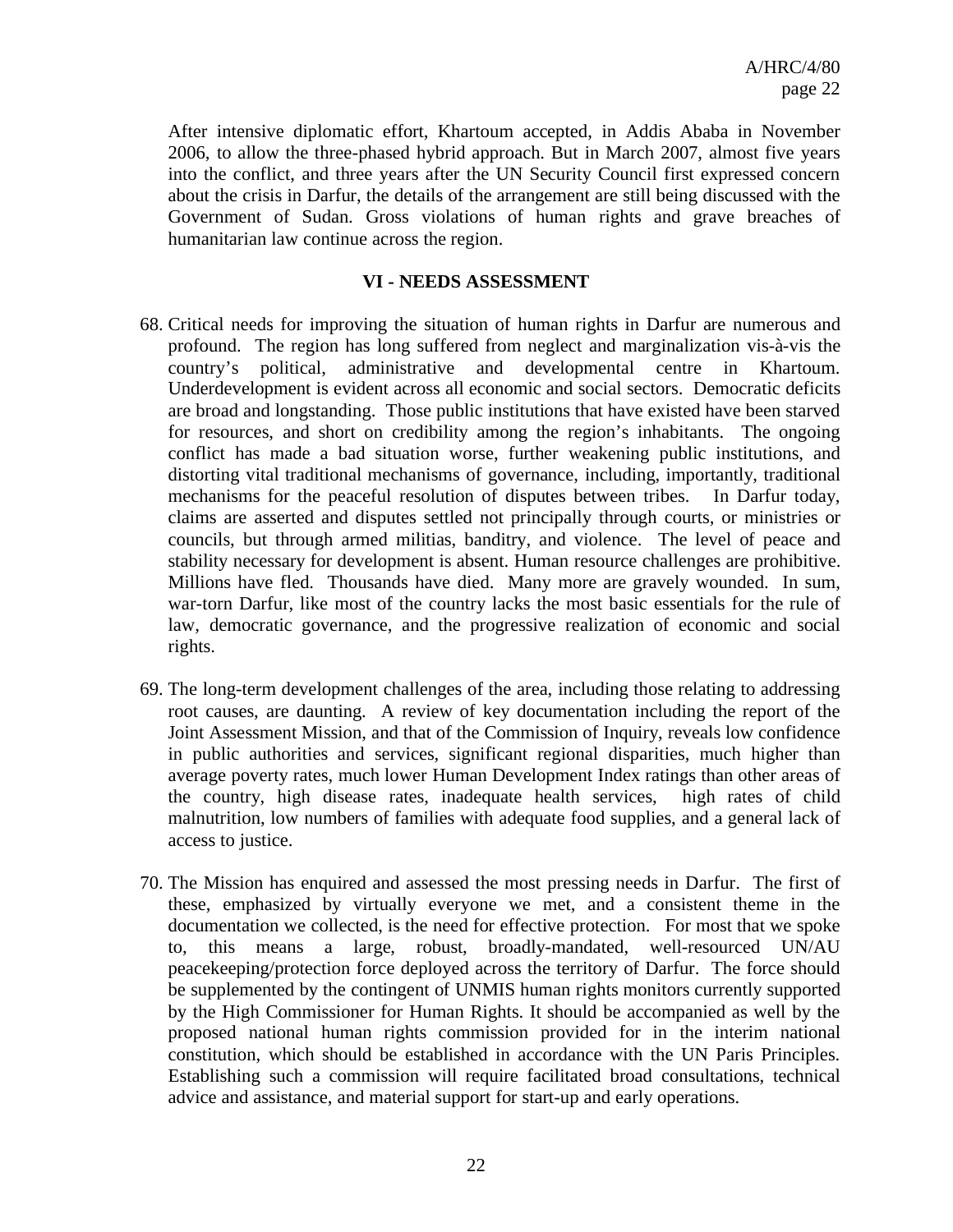After intensive diplomatic effort, Khartoum accepted, in Addis Ababa in November 2006, to allow the three-phased hybrid approach. But in March 2007, almost five years into the conflict, and three years after the UN Security Council first expressed concern about the crisis in Darfur, the details of the arrangement are still being discussed with the Government of Sudan. Gross violations of human rights and grave breaches of humanitarian law continue across the region.

## VI - NEEDS ASSESSMENT

68. Critical needs for improving the situation of human rights in Darfur are numerous and profound. The region has long suffered from neglect and marginalization vis-à-vis the country's political, administrative and developmental centre in Khartoum. Underdevelopment is evident across all economic and social sectors. Democratic deficits are broad and longstanding. Those public institutions that have existed have been starved for resources, and short on credibility among the region's inhabitants. The ongoing conflict has made a bad situation worse, further weakening public institutions, and distorting vital traditional mechanisms of governance, including, importantly, traditional mechanisms for the peaceful resolution of disputes between tribes. In Darfur today, claims are asserted and disputes settled not principally through courts, or ministries or councils, but through armed militias, banditry, and violence. The level of peace and stability necessary for development is absent. Human resource challenges are prohibitive. Millions have fled. Thousands have died. Many more are gravely wounded. In sum, war-torn Darfur, like most of the country lacks the most basic essentials for the rule of law, democratic governance, and the progressive realization of economic and social rights.

69. The long-term development challenges of the area, including those relating to addressing root causes, are daunting. A review of key documentation including the report of the Joint Assessment Mission, and that of the Commission of Inquiry, reveals low confidence in public authorities and services, significant regional disparities, much higher than average poverty rates, much lower Human Development Index ratings than other areas of the country, high disease rates, inadequate health services, high rates of child malnutrition, low numbers of families with adequate food supplies, and a general lack of access to justice.

70. The Mission has enquired and assessed the most pressing needs in Darfur. The first of these, emphasized by virtually everyone we met, and a consistent theme in the documentation we collected, is the need for effective protection. For most that we spoke to, this means a large, robust, broadly-mandated, well-resourced UN/AU peacekeeping/protection force deployed across the territory of Darfur. The force should be supplemented by the contingent of UNMIS human rights monitors currently supported by the High Commissioner for Human Rights. It should be accompanied as well by the proposed national human rights commission provided for in the interim national constitution, which should be established in accordance with the UN Paris Principles. Establishing such a commission will require facilitated broad consultations, technical advice and assistance, and material support for start-up and early operations.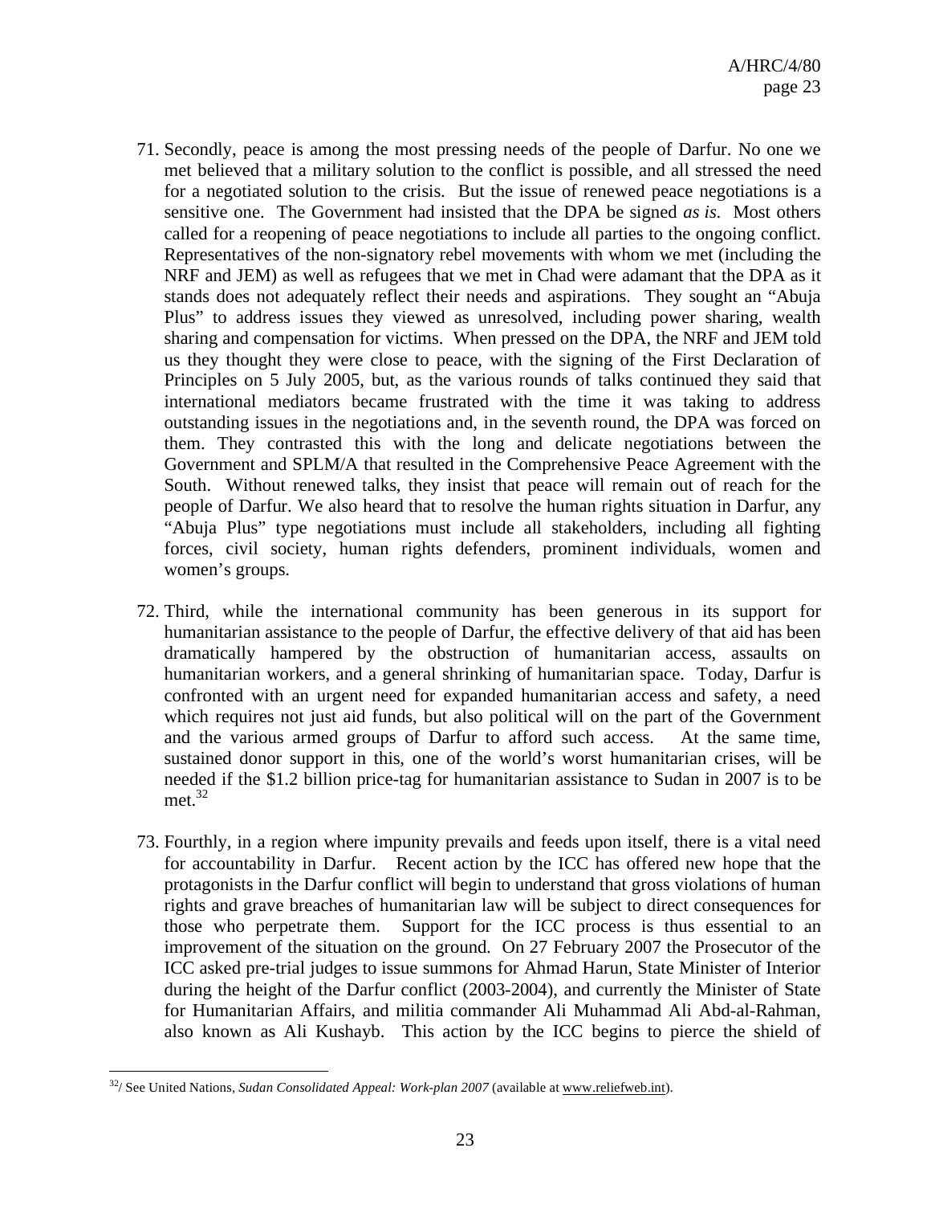71. Secondly, peace is among the most pressing needs of the people of Darfur. No one we met believed that a military solution to the conflict is possible, and all stressed the need for a negotiated solution to the crisis. But the issue of renewed peace negotiations is a sensitive one. The Government had insisted that the DPA be signed *as is*. Most others called for a reopening of peace negotiations to include all parties to the ongoing conflict. Representatives of the non-signatory rebel movements with whom we met (including the NRF and JEM) as well as refugees that we met in Chad were adamant that the DPA as it stands does not adequately reflect their needs and aspirations. They sought an "Abuja Plus" to address issues they viewed as unresolved, including power sharing, wealth sharing and compensation for victims. When pressed on the DPA, the NRF and JEM told us they thought they were close to peace, with the signing of the First Declaration of Principles on 5 July 2005, but, as the various rounds of talks continued they said that international mediators became frustrated with the time it was taking to address outstanding issues in the negotiations and, in the seventh round, the DPA was forced on them. They contrasted this with the long and delicate negotiations between the Government and SPLM/A that resulted in the Comprehensive Peace Agreement with the South. Without renewed talks, they insist that peace will remain out of reach for the people of Darfur. We also heard that to resolve the human rights situation in Darfur, any "Abuja Plus" type negotiations must include all stakeholders, including all fighting forces, civil society, human rights defenders, prominent individuals, women and women's groups.

72. Third, while the international community has been generous in its support for humanitarian assistance to the people of Darfur, the effective delivery of that aid has been dramatically hampered by the obstruction of humanitarian access, assaults on humanitarian workers, and a general shrinking of humanitarian space. Today, Darfur is confronted with an urgent need for expanded humanitarian access and safety, a need which requires not just aid funds, but also political will on the part of the Government and the various armed groups of Darfur to afford such access. At the same time, sustained donor support in this, one of the world's worst humanitarian crises, will be needed if the $1.2 billion price-tag for humanitarian assistance to Sudan in 2007 is to be met.[32]

73. Fourthly, in a region where impunity prevails and feeds upon itself, there is a vital need for accountability in Darfur. Recent action by the ICC has offered new hope that the protagonists in the Darfur conflict will begin to understand that gross violations of human rights and grave breaches of humanitarian law will be subject to direct consequences for those who perpetrate them. Support for the ICC process is thus essential to an improvement of the situation on the ground. On 27 February 2007 the Prosecutor of the ICC asked pre-trial judges to issue summons for Ahmad Harun, State Minister of Interior during the height of the Darfur conflict (2003-2004), and currently the Minister of State for Humanitarian Affairs, and militia commander Ali Muhammad Ali Abd-al-Rahman, also known as Ali Kushayb. This action by the ICC begins to pierce the shield of

[32]/ See United Nations, *Sudan Consolidated Appeal: Work-plan 2007* (available at www.reliefweb.int).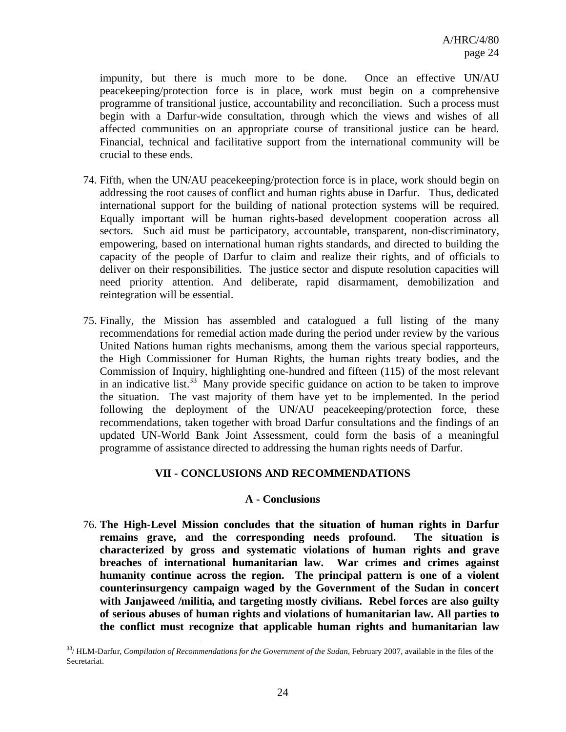impunity, but there is much more to be done. Once an effective UN/AU peacekeeping/protection force is in place, work must begin on a comprehensive programme of transitional justice, accountability and reconciliation. Such a process must begin with a Darfur-wide consultation, through which the views and wishes of all affected communities on an appropriate course of transitional justice can be heard. Financial, technical and facilitative support from the international community will be crucial to these ends.

74. Fifth, when the UN/AU peacekeeping/protection force is in place, work should begin on addressing the root causes of conflict and human rights abuse in Darfur. Thus, dedicated international support for the building of national protection systems will be required. Equally important will be human rights-based development cooperation across all sectors. Such aid must be participatory, accountable, transparent, non-discriminatory, empowering, based on international human rights standards, and directed to building the capacity of the people of Darfur to claim and realize their rights, and of officials to deliver on their responsibilities. The justice sector and dispute resolution capacities will need priority attention. And deliberate, rapid disarmament, demobilization and reintegration will be essential.

75. Finally, the Mission has assembled and catalogued a full listing of the many recommendations for remedial action made during the period under review by the various United Nations human rights mechanisms, among them the various special rapporteurs, the High Commissioner for Human Rights, the human rights treaty bodies, and the Commission of Inquiry, highlighting one-hundred and fifteen (115) of the most relevant in an indicative list.[33] Many provide specific guidance on action to be taken to improve the situation. The vast majority of them have yet to be implemented. In the period following the deployment of the UN/AU peacekeeping/protection force, these recommendations, taken together with broad Darfur consultations and the findings of an updated UN-World Bank Joint Assessment, could form the basis of a meaningful programme of assistance directed to addressing the human rights needs of Darfur.

## VII - CONCLUSIONS AND RECOMMENDATIONS

### A - Conclusions

76. **The High-Level Mission concludes that the situation of human rights in Darfur remains grave, and the corresponding needs profound. The situation is characterized by gross and systematic violations of human rights and grave breaches of international humanitarian law. War crimes and crimes against humanity continue across the region. The principal pattern is one of a violent counterinsurgency campaign waged by the Government of the Sudan in concert with Janjaweed /militia, and targeting mostly civilians. Rebel forces are also guilty of serious abuses of human rights and violations of humanitarian law. All parties to the conflict must recognize that applicable human rights and humanitarian law**

---

[33]/ HLM-Darfur, *Compilation of Recommendations for the Government of the Sudan*, February 2007, available in the files of the Secretariat.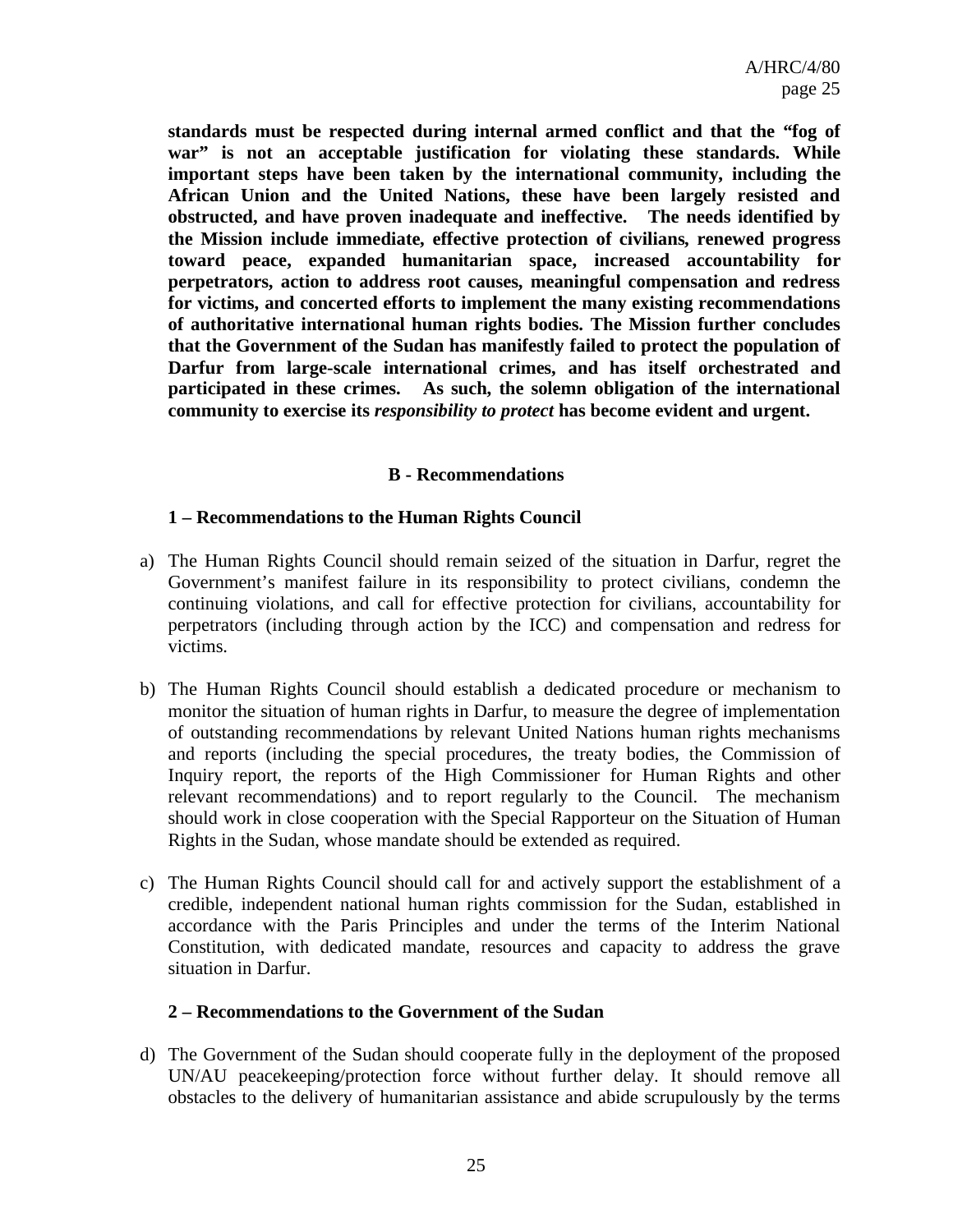**standards must be respected during internal armed conflict and that the "fog of war" is not an acceptable justification for violating these standards. While important steps have been taken by the international community, including the African Union and the United Nations, these have been largely resisted and obstructed, and have proven inadequate and ineffective. The needs identified by the Mission include immediate, effective protection of civilians, renewed progress toward peace, expanded humanitarian space, increased accountability for perpetrators, action to address root causes, meaningful compensation and redress for victims, and concerted efforts to implement the many existing recommendations of authoritative international human rights bodies. The Mission further concludes that the Government of the Sudan has manifestly failed to protect the population of Darfur from large-scale international crimes, and has itself orchestrated and participated in these crimes. As such, the solemn obligation of the international community to exercise its *responsibility to protect* has become evident and urgent.**

## B - Recommendations

### 1 – Recommendations to the Human Rights Council

a) The Human Rights Council should remain seized of the situation in Darfur, regret the Government's manifest failure in its responsibility to protect civilians, condemn the continuing violations, and call for effective protection for civilians, accountability for perpetrators (including through action by the ICC) and compensation and redress for victims.

b) The Human Rights Council should establish a dedicated procedure or mechanism to monitor the situation of human rights in Darfur, to measure the degree of implementation of outstanding recommendations by relevant United Nations human rights mechanisms and reports (including the special procedures, the treaty bodies, the Commission of Inquiry report, the reports of the High Commissioner for Human Rights and other relevant recommendations) and to report regularly to the Council. The mechanism should work in close cooperation with the Special Rapporteur on the Situation of Human Rights in the Sudan, whose mandate should be extended as required.

c) The Human Rights Council should call for and actively support the establishment of a credible, independent national human rights commission for the Sudan, established in accordance with the Paris Principles and under the terms of the Interim National Constitution, with dedicated mandate, resources and capacity to address the grave situation in Darfur.

### 2 – Recommendations to the Government of the Sudan

d) The Government of the Sudan should cooperate fully in the deployment of the proposed UN/AU peacekeeping/protection force without further delay. It should remove all obstacles to the delivery of humanitarian assistance and abide scrupulously by the terms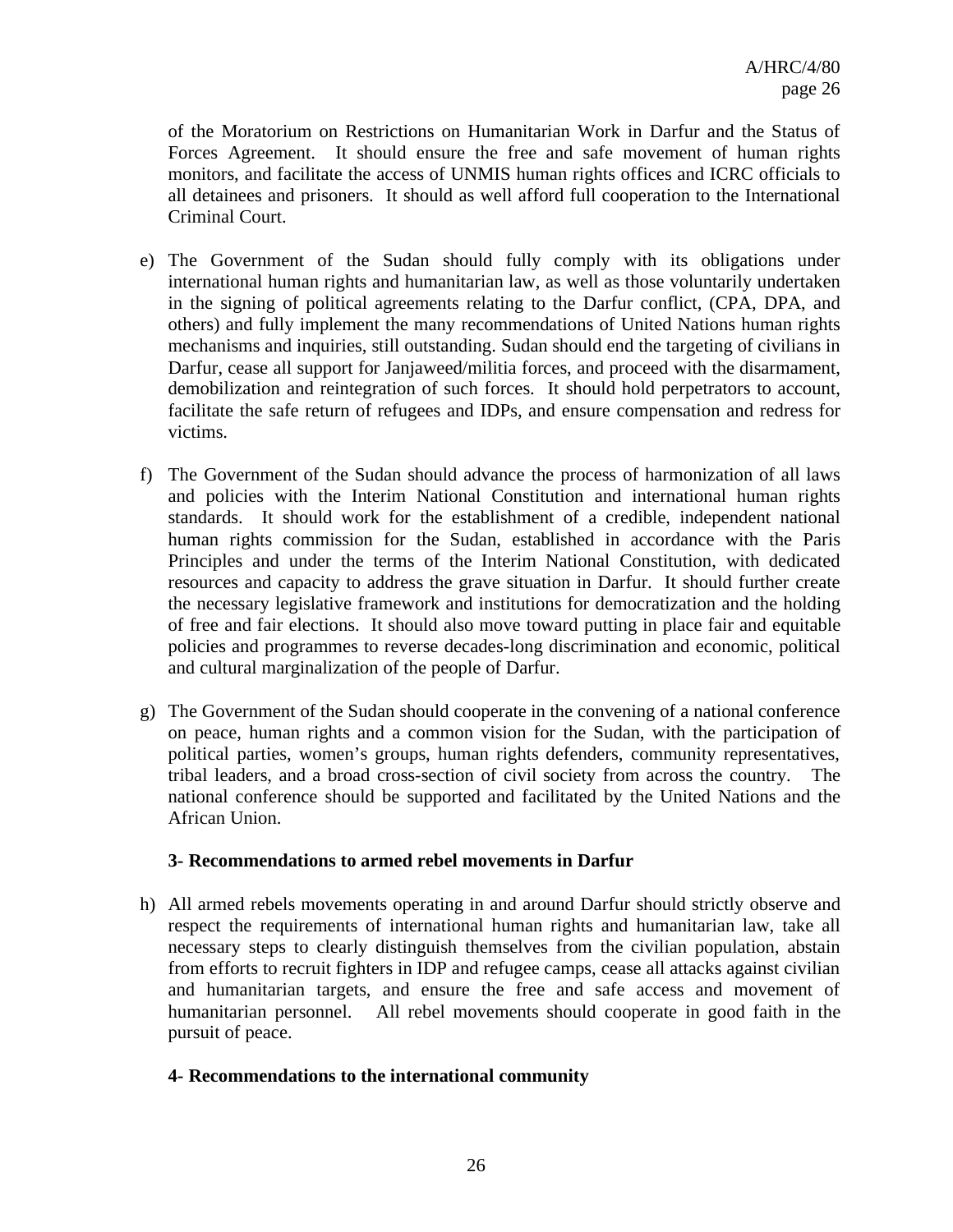of the Moratorium on Restrictions on Humanitarian Work in Darfur and the Status of Forces Agreement. It should ensure the free and safe movement of human rights monitors, and facilitate the access of UNMIS human rights offices and ICRC officials to all detainees and prisoners. It should as well afford full cooperation to the International Criminal Court.

e) The Government of the Sudan should fully comply with its obligations under international human rights and humanitarian law, as well as those voluntarily undertaken in the signing of political agreements relating to the Darfur conflict, (CPA, DPA, and others) and fully implement the many recommendations of United Nations human rights mechanisms and inquiries, still outstanding. Sudan should end the targeting of civilians in Darfur, cease all support for Janjaweed/militia forces, and proceed with the disarmament, demobilization and reintegration of such forces. It should hold perpetrators to account, facilitate the safe return of refugees and IDPs, and ensure compensation and redress for victims.

f) The Government of the Sudan should advance the process of harmonization of all laws and policies with the Interim National Constitution and international human rights standards. It should work for the establishment of a credible, independent national human rights commission for the Sudan, established in accordance with the Paris Principles and under the terms of the Interim National Constitution, with dedicated resources and capacity to address the grave situation in Darfur. It should further create the necessary legislative framework and institutions for democratization and the holding of free and fair elections. It should also move toward putting in place fair and equitable policies and programmes to reverse decades-long discrimination and economic, political and cultural marginalization of the people of Darfur.

g) The Government of the Sudan should cooperate in the convening of a national conference on peace, human rights and a common vision for the Sudan, with the participation of political parties, women's groups, human rights defenders, community representatives, tribal leaders, and a broad cross-section of civil society from across the country. The national conference should be supported and facilitated by the United Nations and the African Union.

**3- Recommendations to armed rebel movements in Darfur**

h) All armed rebels movements operating in and around Darfur should strictly observe and respect the requirements of international human rights and humanitarian law, take all necessary steps to clearly distinguish themselves from the civilian population, abstain from efforts to recruit fighters in IDP and refugee camps, cease all attacks against civilian and humanitarian targets, and ensure the free and safe access and movement of humanitarian personnel. All rebel movements should cooperate in good faith in the pursuit of peace.

**4- Recommendations to the international community**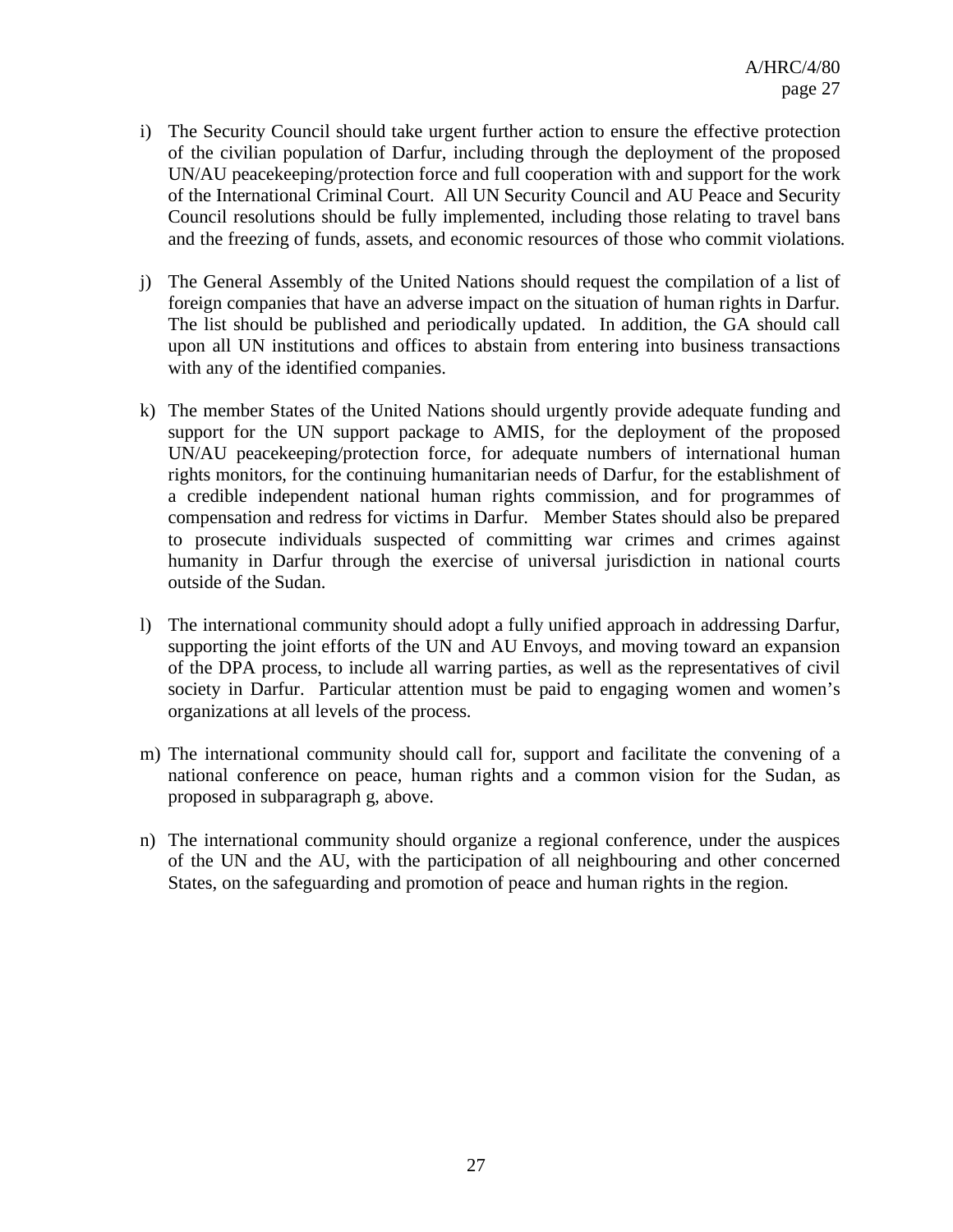i) The Security Council should take urgent further action to ensure the effective protection of the civilian population of Darfur, including through the deployment of the proposed UN/AU peacekeeping/protection force and full cooperation with and support for the work of the International Criminal Court. All UN Security Council and AU Peace and Security Council resolutions should be fully implemented, including those relating to travel bans and the freezing of funds, assets, and economic resources of those who commit violations.

j) The General Assembly of the United Nations should request the compilation of a list of foreign companies that have an adverse impact on the situation of human rights in Darfur. The list should be published and periodically updated. In addition, the GA should call upon all UN institutions and offices to abstain from entering into business transactions with any of the identified companies.

k) The member States of the United Nations should urgently provide adequate funding and support for the UN support package to AMIS, for the deployment of the proposed UN/AU peacekeeping/protection force, for adequate numbers of international human rights monitors, for the continuing humanitarian needs of Darfur, for the establishment of a credible independent national human rights commission, and for programmes of compensation and redress for victims in Darfur. Member States should also be prepared to prosecute individuals suspected of committing war crimes and crimes against humanity in Darfur through the exercise of universal jurisdiction in national courts outside of the Sudan.

l) The international community should adopt a fully unified approach in addressing Darfur, supporting the joint efforts of the UN and AU Envoys, and moving toward an expansion of the DPA process, to include all warring parties, as well as the representatives of civil society in Darfur. Particular attention must be paid to engaging women and women's organizations at all levels of the process.

m) The international community should call for, support and facilitate the convening of a national conference on peace, human rights and a common vision for the Sudan, as proposed in subparagraph g, above.

n) The international community should organize a regional conference, under the auspices of the UN and the AU, with the participation of all neighbouring and other concerned States, on the safeguarding and promotion of peace and human rights in the region.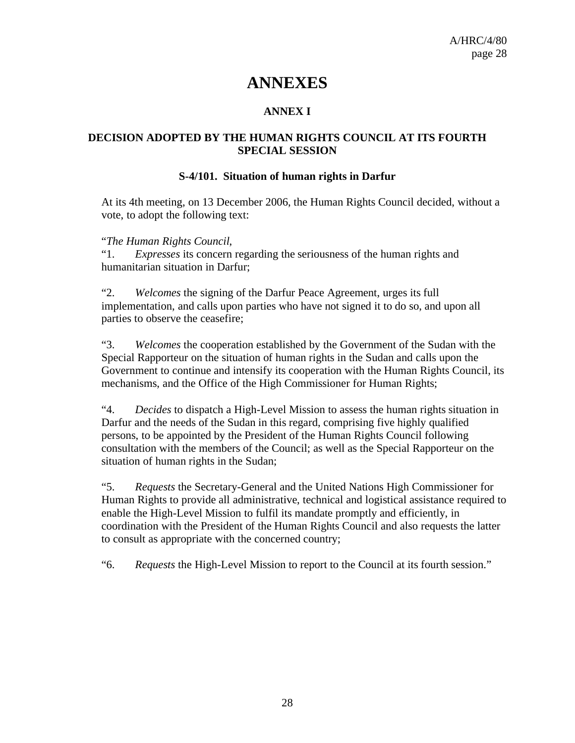# ANNEXES

## ANNEX I

### DECISION ADOPTED BY THE HUMAN RIGHTS COUNCIL AT ITS FOURTH SPECIAL SESSION

#### S-4/101. Situation of human rights in Darfur

At its 4th meeting, on 13 December 2006, the Human Rights Council decided, without a vote, to adopt the following text:

"*The Human Rights Council*,

"1. *Expresses* its concern regarding the seriousness of the human rights and humanitarian situation in Darfur;

"2. *Welcomes* the signing of the Darfur Peace Agreement, urges its full implementation, and calls upon parties who have not signed it to do so, and upon all parties to observe the ceasefire;

"3. *Welcomes* the cooperation established by the Government of the Sudan with the Special Rapporteur on the situation of human rights in the Sudan and calls upon the Government to continue and intensify its cooperation with the Human Rights Council, its mechanisms, and the Office of the High Commissioner for Human Rights;

"4. *Decides* to dispatch a High-Level Mission to assess the human rights situation in Darfur and the needs of the Sudan in this regard, comprising five highly qualified persons, to be appointed by the President of the Human Rights Council following consultation with the members of the Council; as well as the Special Rapporteur on the situation of human rights in the Sudan;

"5. *Requests* the Secretary-General and the United Nations High Commissioner for Human Rights to provide all administrative, technical and logistical assistance required to enable the High-Level Mission to fulfil its mandate promptly and efficiently, in coordination with the President of the Human Rights Council and also requests the latter to consult as appropriate with the concerned country;

"6. *Requests* the High-Level Mission to report to the Council at its fourth session."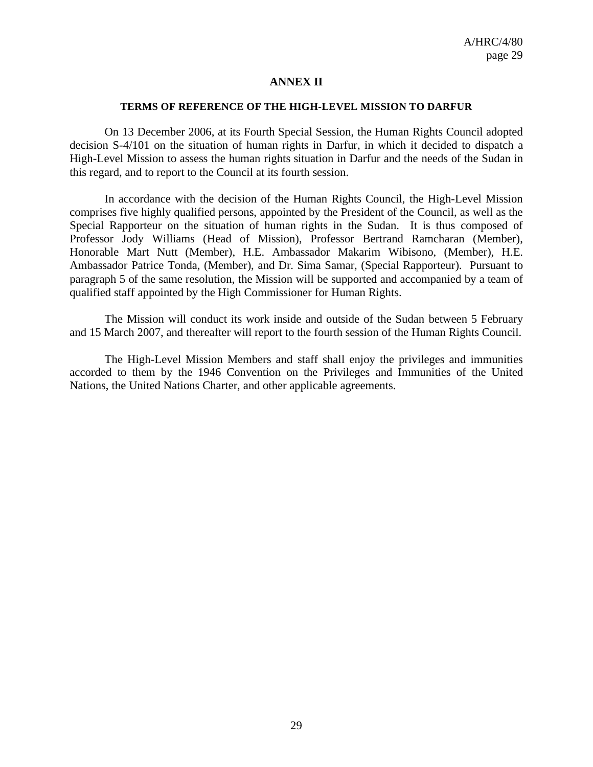# ANNEX II

## TERMS OF REFERENCE OF THE HIGH-LEVEL MISSION TO DARFUR

On 13 December 2006, at its Fourth Special Session, the Human Rights Council adopted decision S-4/101 on the situation of human rights in Darfur, in which it decided to dispatch a High-Level Mission to assess the human rights situation in Darfur and the needs of the Sudan in this regard, and to report to the Council at its fourth session.

In accordance with the decision of the Human Rights Council, the High-Level Mission comprises five highly qualified persons, appointed by the President of the Council, as well as the Special Rapporteur on the situation of human rights in the Sudan. It is thus composed of Professor Jody Williams (Head of Mission), Professor Bertrand Ramcharan (Member), Honorable Mart Nutt (Member), H.E. Ambassador Makarim Wibisono, (Member), H.E. Ambassador Patrice Tonda, (Member), and Dr. Sima Samar, (Special Rapporteur). Pursuant to paragraph 5 of the same resolution, the Mission will be supported and accompanied by a team of qualified staff appointed by the High Commissioner for Human Rights.

The Mission will conduct its work inside and outside of the Sudan between 5 February and 15 March 2007, and thereafter will report to the fourth session of the Human Rights Council.

The High-Level Mission Members and staff shall enjoy the privileges and immunities accorded to them by the 1946 Convention on the Privileges and Immunities of the United Nations, the United Nations Charter, and other applicable agreements.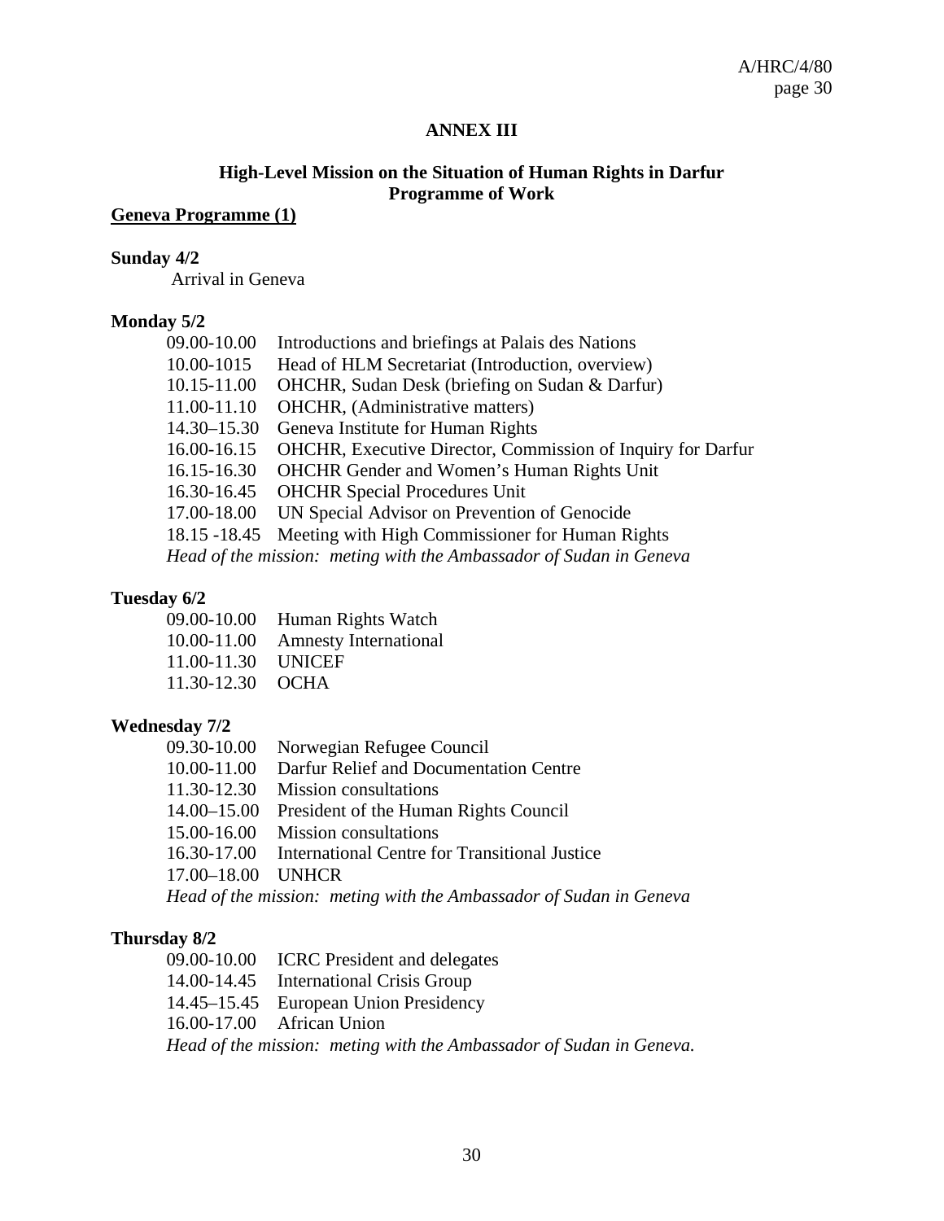## ANNEX III

### High-Level Mission on the Situation of Human Rights in Darfur
### Programme of Work

**<u>Geneva Programme (1)</u>**

**Sunday 4/2**

Arrival in Geneva

**Monday 5/2**

| | |
|---|---|
| 09.00-10.00 | Introductions and briefings at Palais des Nations |
| 10.00-1015 | Head of HLM Secretariat (Introduction, overview) |
| 10.15-11.00 | OHCHR, Sudan Desk (briefing on Sudan & Darfur) |
| 11.00-11.10 | OHCHR, (Administrative matters) |
| 14.30–15.30 | Geneva Institute for Human Rights |
| 16.00-16.15 | OHCHR, Executive Director, Commission of Inquiry for Darfur |
| 16.15-16.30 | OHCHR Gender and Women's Human Rights Unit |
| 16.30-16.45 | OHCHR Special Procedures Unit |
| 17.00-18.00 | UN Special Advisor on Prevention of Genocide |
| 18.15 -18.45 | Meeting with High Commissioner for Human Rights |

*Head of the mission: meting with the Ambassador of Sudan in Geneva*

**Tuesday 6/2**

| | |
|---|---|
| 09.00-10.00 | Human Rights Watch |
| 10.00-11.00 | Amnesty International |
| 11.00-11.30 | UNICEF |
| 11.30-12.30 | OCHA |

**Wednesday 7/2**

| | |
|---|---|
| 09.30-10.00 | Norwegian Refugee Council |
| 10.00-11.00 | Darfur Relief and Documentation Centre |
| 11.30-12.30 | Mission consultations |
| 14.00–15.00 | President of the Human Rights Council |
| 15.00-16.00 | Mission consultations |
| 16.30-17.00 | International Centre for Transitional Justice |
| 17.00–18.00 | UNHCR |

*Head of the mission: meting with the Ambassador of Sudan in Geneva*

**Thursday 8/2**

| | |
|---|---|
| 09.00-10.00 | ICRC President and delegates |
| 14.00-14.45 | International Crisis Group |
| 14.45–15.45 | European Union Presidency |
| 16.00-17.00 | African Union |

*Head of the mission: meting with the Ambassador of Sudan in Geneva.*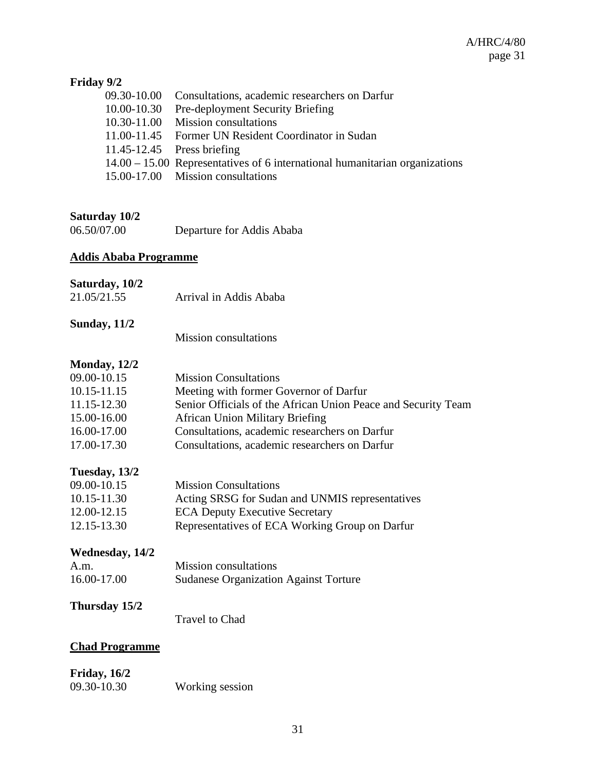**Friday 9/2**

| | |
|---|---|
| 09.30-10.00 | Consultations, academic researchers on Darfur |
| 10.00-10.30 | Pre-deployment Security Briefing |
| 10.30-11.00 | Mission consultations |
| 11.00-11.45 | Former UN Resident Coordinator in Sudan |
| 11.45-12.45 | Press briefing |
| 14.00 – 15.00 | Representatives of 6 international humanitarian organizations |
| 15.00-17.00 | Mission consultations |

**Saturday 10/2**

| | |
|---|---|
| 06.50/07.00 | Departure for Addis Ababa |

**Addis Ababa Programme**

**Saturday, 10/2**

| | |
|---|---|
| 21.05/21.55 | Arrival in Addis Ababa |

**Sunday, 11/2**

| | |
|---|---|
| | Mission consultations |

**Monday, 12/2**

| | |
|---|---|
| 09.00-10.15 | Mission Consultations |
| 10.15-11.15 | Meeting with former Governor of Darfur |
| 11.15-12.30 | Senior Officials of the African Union Peace and Security Team |
| 15.00-16.00 | African Union Military Briefing |
| 16.00-17.00 | Consultations, academic researchers on Darfur |
| 17.00-17.30 | Consultations, academic researchers on Darfur |

**Tuesday, 13/2**

| | |
|---|---|
| 09.00-10.15 | Mission Consultations |
| 10.15-11.30 | Acting SRSG for Sudan and UNMIS representatives |
| 12.00-12.15 | ECA Deputy Executive Secretary |
| 12.15-13.30 | Representatives of ECA Working Group on Darfur |

**Wednesday, 14/2**

| | |
|---|---|
| A.m. | Mission consultations |
| 16.00-17.00 | Sudanese Organization Against Torture |

**Thursday 15/2**

| | |
|---|---|
| | Travel to Chad |

**Chad Programme**

**Friday, 16/2**

| | |
|---|---|
| 09.30-10.30 | Working session |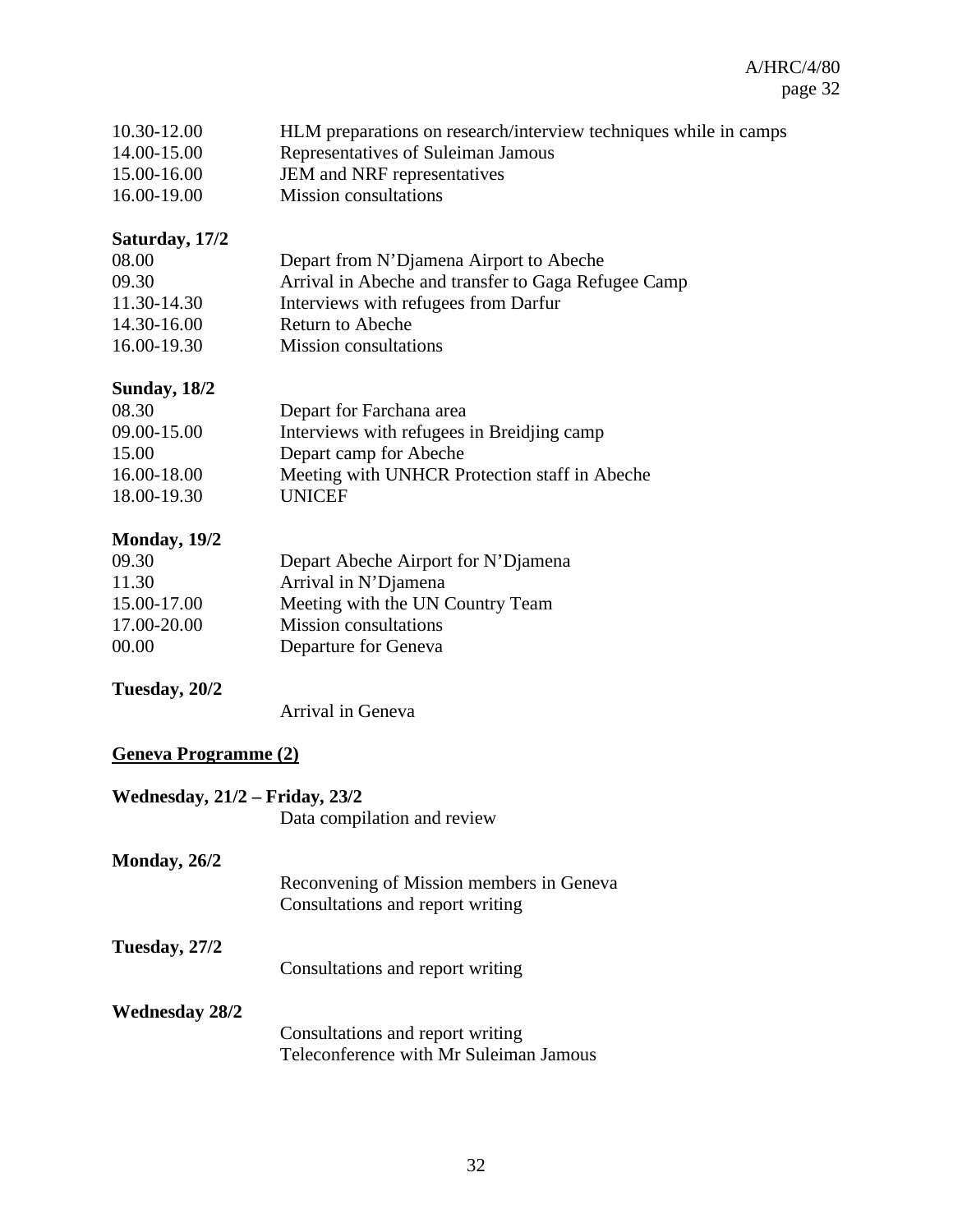| | |
|---|---|
| 10.30-12.00 | HLM preparations on research/interview techniques while in camps |
| 14.00-15.00 | Representatives of Suleiman Jamous |
| 15.00-16.00 | JEM and NRF representatives |
| 16.00-19.00 | Mission consultations |

**Saturday, 17/2**

| | |
|---|---|
| 08.00 | Depart from N'Djamena Airport to Abeche |
| 09.30 | Arrival in Abeche and transfer to Gaga Refugee Camp |
| 11.30-14.30 | Interviews with refugees from Darfur |
| 14.30-16.00 | Return to Abeche |
| 16.00-19.30 | Mission consultations |

**Sunday, 18/2**

| | |
|---|---|
| 08.30 | Depart for Farchana area |
| 09.00-15.00 | Interviews with refugees in Breidjing camp |
| 15.00 | Depart camp for Abeche |
| 16.00-18.00 | Meeting with UNHCR Protection staff in Abeche |
| 18.00-19.30 | UNICEF |

**Monday, 19/2**

| | |
|---|---|
| 09.30 | Depart Abeche Airport for N'Djamena |
| 11.30 | Arrival in N'Djamena |
| 15.00-17.00 | Meeting with the UN Country Team |
| 17.00-20.00 | Mission consultations |
| 00.00 | Departure for Geneva |

**Tuesday, 20/2**

Arrival in Geneva

**Geneva Programme (2)**

**Wednesday, 21/2 – Friday, 23/2**

Data compilation and review

**Monday, 26/2**

Reconvening of Mission members in Geneva
Consultations and report writing

**Tuesday, 27/2**

Consultations and report writing

**Wednesday 28/2**

Consultations and report writing
Teleconference with Mr Suleiman Jamous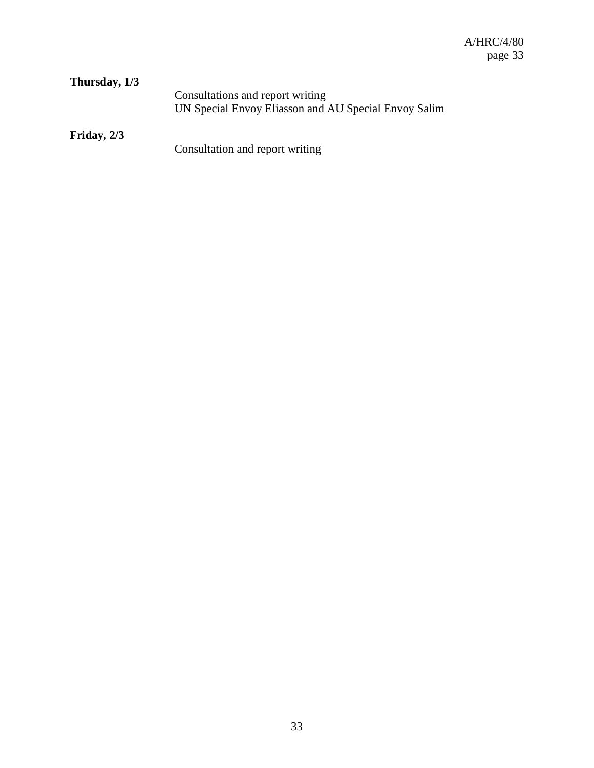**Thursday, 1/3**

Consultations and report writing
UN Special Envoy Eliasson and AU Special Envoy Salim

**Friday, 2/3**

Consultation and report writing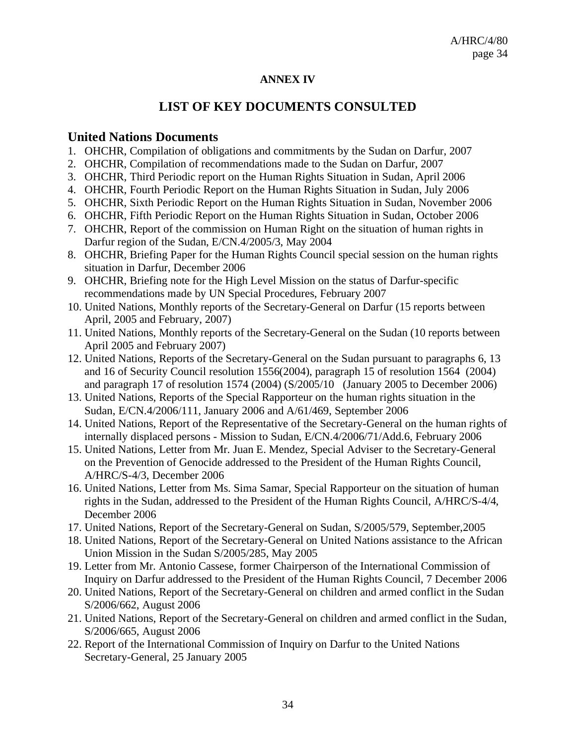# ANNEX IV

## LIST OF KEY DOCUMENTS CONSULTED

### United Nations Documents

1. OHCHR, Compilation of obligations and commitments by the Sudan on Darfur, 2007
2. OHCHR, Compilation of recommendations made to the Sudan on Darfur, 2007
3. OHCHR, Third Periodic report on the Human Rights Situation in Sudan, April 2006
4. OHCHR, Fourth Periodic Report on the Human Rights Situation in Sudan, July 2006
5. OHCHR, Sixth Periodic Report on the Human Rights Situation in Sudan, November 2006
6. OHCHR, Fifth Periodic Report on the Human Rights Situation in Sudan, October 2006
7. OHCHR, Report of the commission on Human Right on the situation of human rights in Darfur region of the Sudan, E/CN.4/2005/3, May 2004
8. OHCHR, Briefing Paper for the Human Rights Council special session on the human rights situation in Darfur, December 2006
9. OHCHR, Briefing note for the High Level Mission on the status of Darfur-specific recommendations made by UN Special Procedures, February 2007
10. United Nations, Monthly reports of the Secretary-General on Darfur (15 reports between April, 2005 and February, 2007)
11. United Nations, Monthly reports of the Secretary-General on the Sudan (10 reports between April 2005 and February 2007)
12. United Nations, Reports of the Secretary-General on the Sudan pursuant to paragraphs 6, 13 and 16 of Security Council resolution 1556(2004), paragraph 15 of resolution 1564 (2004) and paragraph 17 of resolution 1574 (2004) (S/2005/10 (January 2005 to December 2006)
13. United Nations, Reports of the Special Rapporteur on the human rights situation in the Sudan, E/CN.4/2006/111, January 2006 and A/61/469, September 2006
14. United Nations, Report of the Representative of the Secretary-General on the human rights of internally displaced persons - Mission to Sudan, E/CN.4/2006/71/Add.6, February 2006
15. United Nations, Letter from Mr. Juan E. Mendez, Special Adviser to the Secretary-General on the Prevention of Genocide addressed to the President of the Human Rights Council, A/HRC/S-4/3, December 2006
16. United Nations, Letter from Ms. Sima Samar, Special Rapporteur on the situation of human rights in the Sudan, addressed to the President of the Human Rights Council, A/HRC/S-4/4, December 2006
17. United Nations, Report of the Secretary-General on Sudan, S/2005/579, September,2005
18. United Nations, Report of the Secretary-General on United Nations assistance to the African Union Mission in the Sudan S/2005/285, May 2005
19. Letter from Mr. Antonio Cassese, former Chairperson of the International Commission of Inquiry on Darfur addressed to the President of the Human Rights Council, 7 December 2006
20. United Nations, Report of the Secretary-General on children and armed conflict in the Sudan S/2006/662, August 2006
21. United Nations, Report of the Secretary-General on children and armed conflict in the Sudan, S/2006/665, August 2006
22. Report of the International Commission of Inquiry on Darfur to the United Nations Secretary-General, 25 January 2005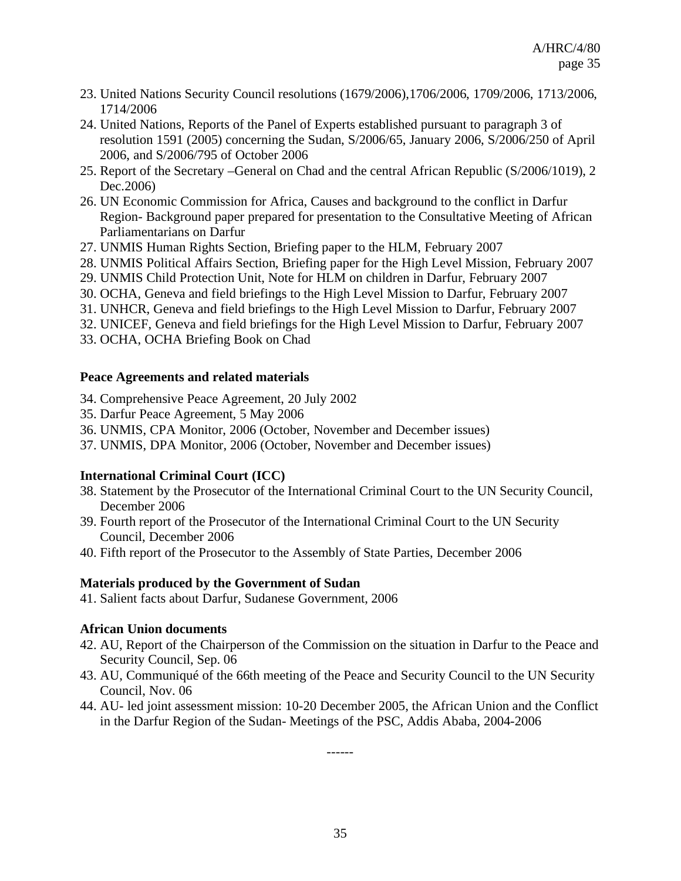23. United Nations Security Council resolutions (1679/2006),1706/2006, 1709/2006, 1713/2006, 1714/2006
24. United Nations, Reports of the Panel of Experts established pursuant to paragraph 3 of resolution 1591 (2005) concerning the Sudan, S/2006/65, January 2006, S/2006/250 of April 2006, and S/2006/795 of October 2006
25. Report of the Secretary –General on Chad and the central African Republic (S/2006/1019), 2 Dec.2006)
26. UN Economic Commission for Africa, Causes and background to the conflict in Darfur Region- Background paper prepared for presentation to the Consultative Meeting of African Parliamentarians on Darfur
27. UNMIS Human Rights Section, Briefing paper to the HLM, February 2007
28. UNMIS Political Affairs Section, Briefing paper for the High Level Mission, February 2007
29. UNMIS Child Protection Unit, Note for HLM on children in Darfur, February 2007
30. OCHA, Geneva and field briefings to the High Level Mission to Darfur, February 2007
31. UNHCR, Geneva and field briefings to the High Level Mission to Darfur, February 2007
32. UNICEF, Geneva and field briefings for the High Level Mission to Darfur, February 2007
33. OCHA, OCHA Briefing Book on Chad

**Peace Agreements and related materials**

34. Comprehensive Peace Agreement, 20 July 2002
35. Darfur Peace Agreement, 5 May 2006
36. UNMIS, CPA Monitor, 2006 (October, November and December issues)
37. UNMIS, DPA Monitor, 2006 (October, November and December issues)

**International Criminal Court (ICC)**

38. Statement by the Prosecutor of the International Criminal Court to the UN Security Council, December 2006
39. Fourth report of the Prosecutor of the International Criminal Court to the UN Security Council, December 2006
40. Fifth report of the Prosecutor to the Assembly of State Parties, December 2006

**Materials produced by the Government of Sudan**

41. Salient facts about Darfur, Sudanese Government, 2006

**African Union documents**

42. AU, Report of the Chairperson of the Commission on the situation in Darfur to the Peace and Security Council, Sep. 06
43. AU, Communiqué of the 66th meeting of the Peace and Security Council to the UN Security Council, Nov. 06
44. AU- led joint assessment mission: 10-20 December 2005, the African Union and the Conflict in the Darfur Region of the Sudan- Meetings of the PSC, Addis Ababa, 2004-2006

------